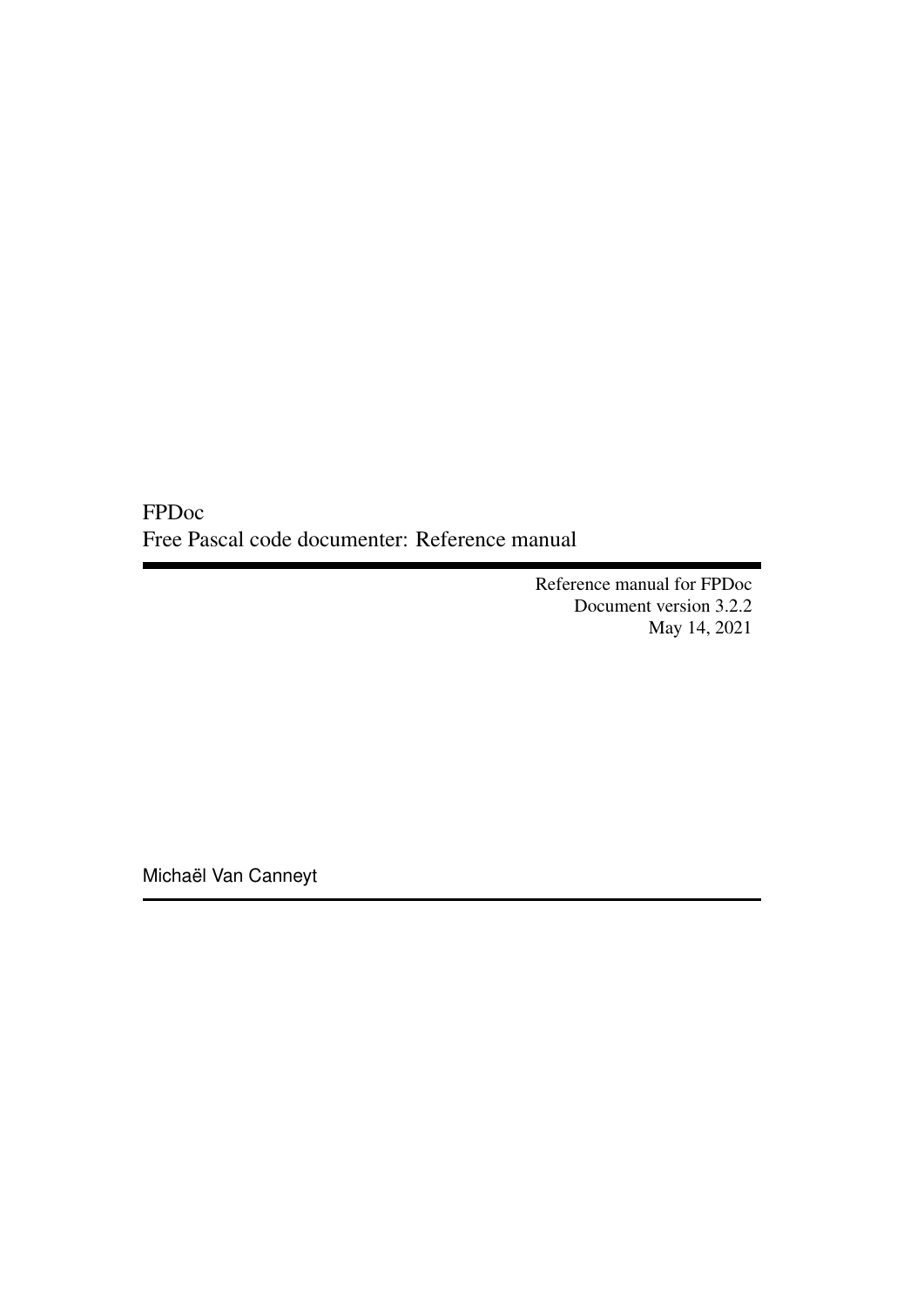# FPDoc
## Free Pascal code documenter: Reference manual

Reference manual for FPDoc
Document version 3.2.2
May 14, 2021

Michaël Van Canneyt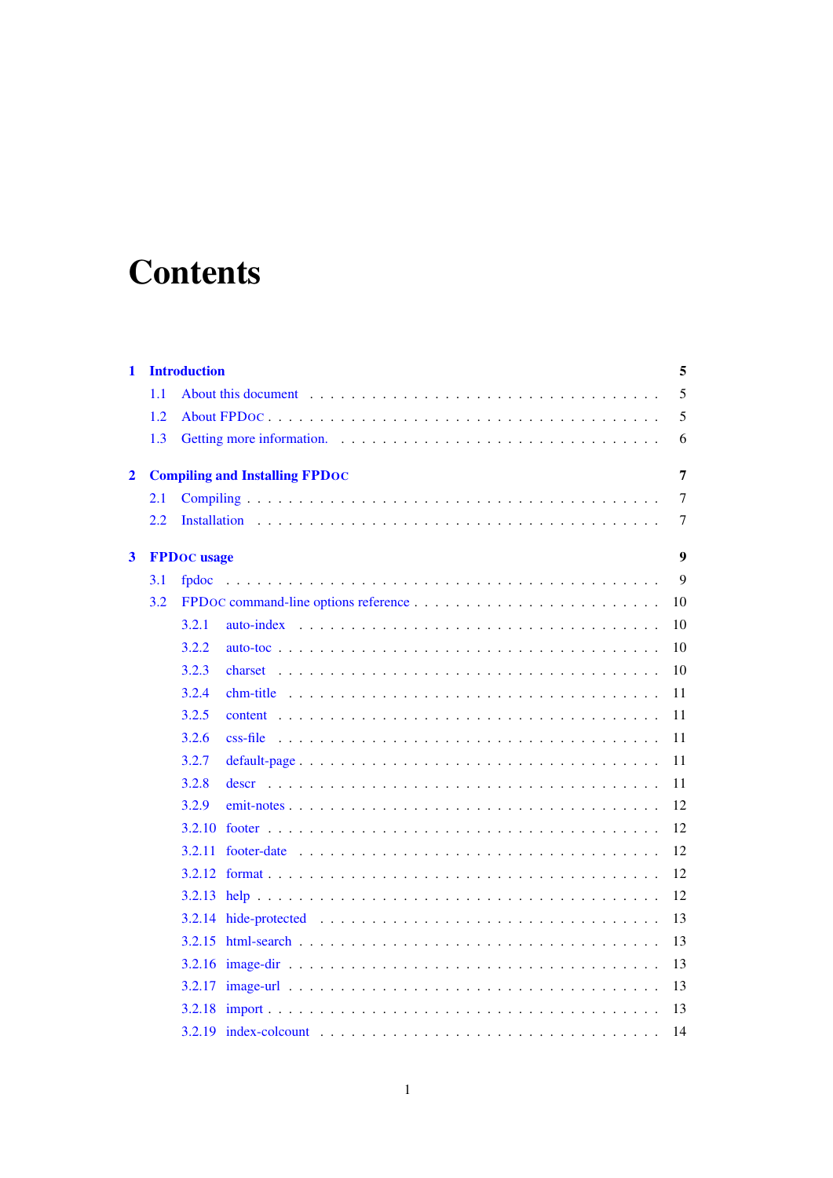# Contents

**1 Introduction** **5**

- 1.1 About this document . . . . . 5
- 1.2 About FPDoc . . . . . 5
- 1.3 Getting more information. . . . . 6

**2 Compiling and Installing FPDoc** **7**

- 2.1 Compiling . . . . . 7
- 2.2 Installation . . . . . 7

**3 FPDoc usage** **9**

- 3.1 fpdoc . . . . . 9
- 3.2 FPDoc command-line options reference . . . . . 10
  - 3.2.1 auto-index . . . . . 10
  - 3.2.2 auto-toc . . . . . 10
  - 3.2.3 charset . . . . . 10
  - 3.2.4 chm-title . . . . . 11
  - 3.2.5 content . . . . . 11
  - 3.2.6 css-file . . . . . 11
  - 3.2.7 default-page . . . . . 11
  - 3.2.8 descr . . . . . 11
  - 3.2.9 emit-notes . . . . . 12
  - 3.2.10 footer . . . . . 12
  - 3.2.11 footer-date . . . . . 12
  - 3.2.12 format . . . . . 12
  - 3.2.13 help . . . . . 12
  - 3.2.14 hide-protected . . . . . 13
  - 3.2.15 html-search . . . . . 13
  - 3.2.16 image-dir . . . . . 13
  - 3.2.17 image-url . . . . . 13
  - 3.2.18 import . . . . . 13
  - 3.2.19 index-colcount . . . . . 14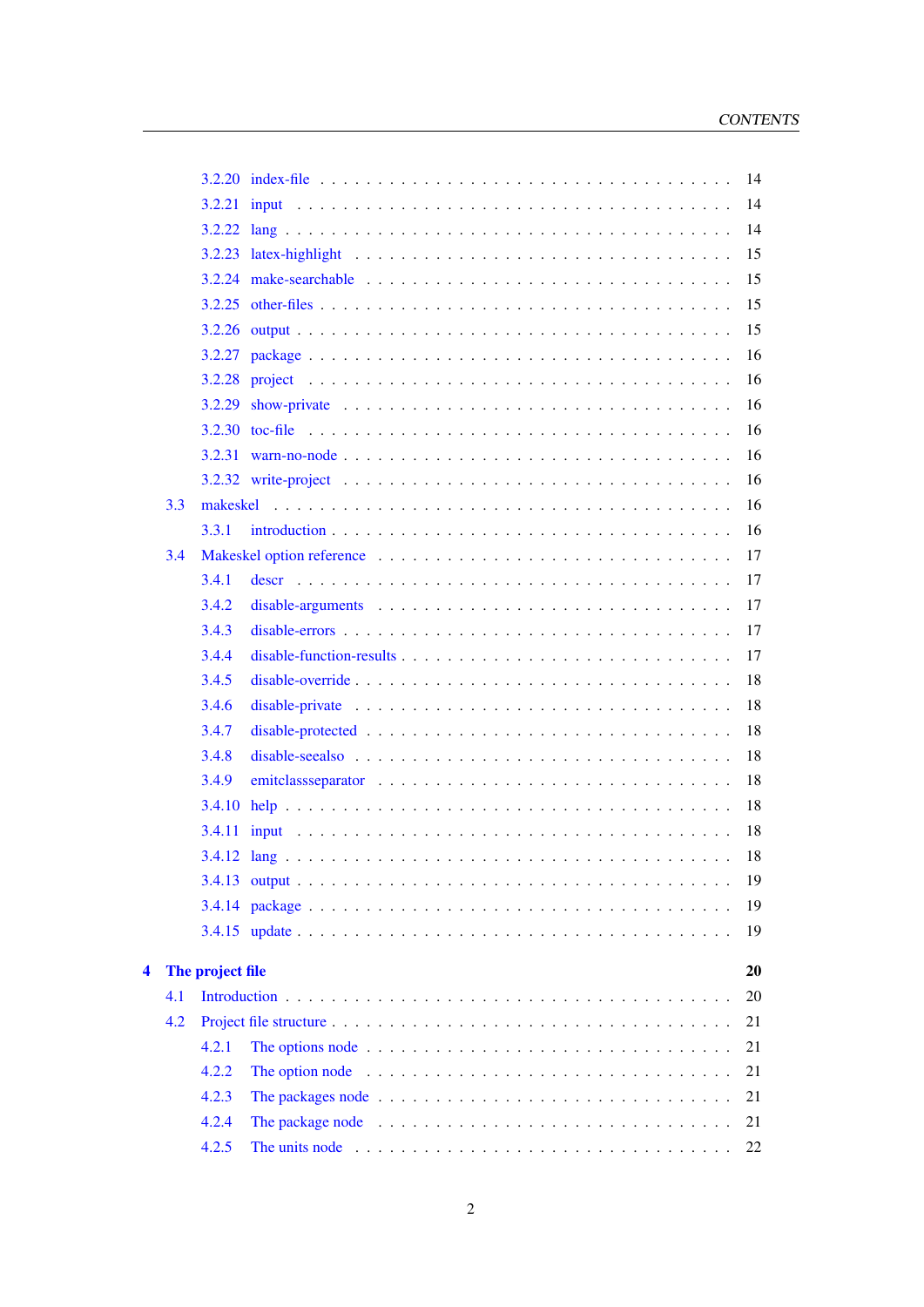3.2.20 index-file . . . . . . . . . . 14
3.2.21 input . . . . . . . . . . 14
3.2.22 lang . . . . . . . . . . 14
3.2.23 latex-highlight . . . . . . . . . . 15
3.2.24 make-searchable . . . . . . . . . . 15
3.2.25 other-files . . . . . . . . . . 15
3.2.26 output . . . . . . . . . . 15
3.2.27 package . . . . . . . . . . 16
3.2.28 project . . . . . . . . . . 16
3.2.29 show-private . . . . . . . . . . 16
3.2.30 toc-file . . . . . . . . . . 16
3.2.31 warn-no-node . . . . . . . . . . 16
3.2.32 write-project . . . . . . . . . . 16

3.3 makeskel . . . . . . . . . . 16
3.3.1 introduction . . . . . . . . . . 16

3.4 Makeskel option reference . . . . . . . . . . 17
3.4.1 descr . . . . . . . . . . 17
3.4.2 disable-arguments . . . . . . . . . . 17
3.4.3 disable-errors . . . . . . . . . . 17
3.4.4 disable-function-results . . . . . . . . . . 17
3.4.5 disable-override . . . . . . . . . . 18
3.4.6 disable-private . . . . . . . . . . 18
3.4.7 disable-protected . . . . . . . . . . 18
3.4.8 disable-seealso . . . . . . . . . . 18
3.4.9 emitclassseparator . . . . . . . . . . 18
3.4.10 help . . . . . . . . . . 18
3.4.11 input . . . . . . . . . . 18
3.4.12 lang . . . . . . . . . . 18
3.4.13 output . . . . . . . . . . 19
3.4.14 package . . . . . . . . . . 19
3.4.15 update . . . . . . . . . . 19

**4 The project file** **20**

4.1 Introduction . . . . . . . . . . 20

4.2 Project file structure . . . . . . . . . . 21
4.2.1 The options node . . . . . . . . . . 21
4.2.2 The option node . . . . . . . . . . 21
4.2.3 The packages node . . . . . . . . . . 21
4.2.4 The package node . . . . . . . . . . 21
4.2.5 The units node . . . . . . . . . . 22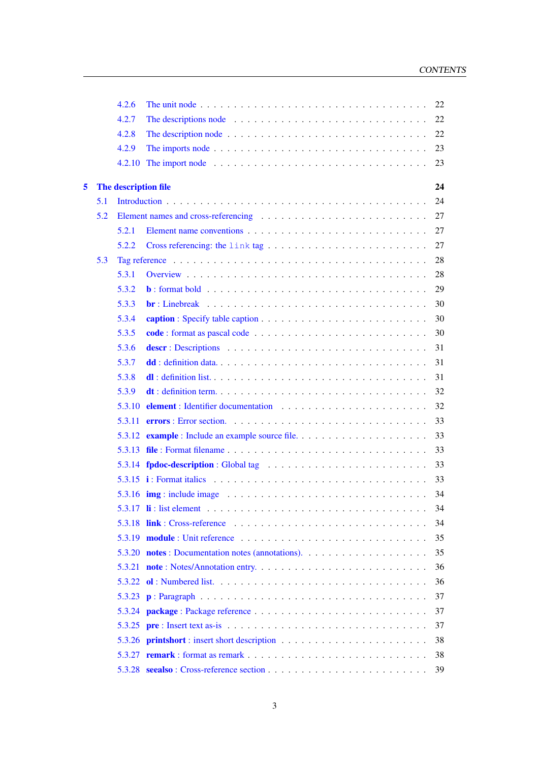- 4.2.6 The unit node . . . 22
- 4.2.7 The descriptions node . . . 22
- 4.2.8 The description node . . . 22
- 4.2.9 The imports node . . . 23
- 4.2.10 The import node . . . 23

**5 The description file** **24**

- 5.1 Introduction . . . 24
- 5.2 Element names and cross-referencing . . . 27
  - 5.2.1 Element name conventions . . . 27
  - 5.2.2 Cross referencing: the `link` tag . . . 27
- 5.3 Tag reference . . . 28
  - 5.3.1 Overview . . . 28
  - 5.3.2 **b** : format bold . . . 29
  - 5.3.3 **br** : Linebreak . . . 30
  - 5.3.4 **caption** : Specify table caption . . . 30
  - 5.3.5 **code** : format as pascal code . . . 30
  - 5.3.6 **descr** : Descriptions . . . 31
  - 5.3.7 **dd** : definition data. . . . 31
  - 5.3.8 **dl** : definition list. . . . 31
  - 5.3.9 **dt** : definition term. . . . 32
  - 5.3.10 **element** : Identifier documentation . . . 32
  - 5.3.11 **errors** : Error section. . . . 33
  - 5.3.12 **example** : Include an example source file. . . . 33
  - 5.3.13 **file** : Format filename . . . 33
  - 5.3.14 **fpdoc-description** : Global tag . . . 33
  - 5.3.15 **i** : Format italics . . . 33
  - 5.3.16 **img** : include image . . . 34
  - 5.3.17 **li** : list element . . . 34
  - 5.3.18 **link** : Cross-reference . . . 34
  - 5.3.19 **module** : Unit reference . . . 35
  - 5.3.20 **notes** : Documentation notes (annotations). . . . 35
  - 5.3.21 **note** : Notes/Annotation entry. . . . 36
  - 5.3.22 **ol** : Numbered list. . . . 36
  - 5.3.23 **p** : Paragraph . . . 37
  - 5.3.24 **package** : Package reference . . . 37
  - 5.3.25 **pre** : Insert text as-is . . . 37
  - 5.3.26 **printshort** : insert short description . . . 38
  - 5.3.27 **remark** : format as remark . . . 38
  - 5.3.28 **seealso** : Cross-reference section . . . 39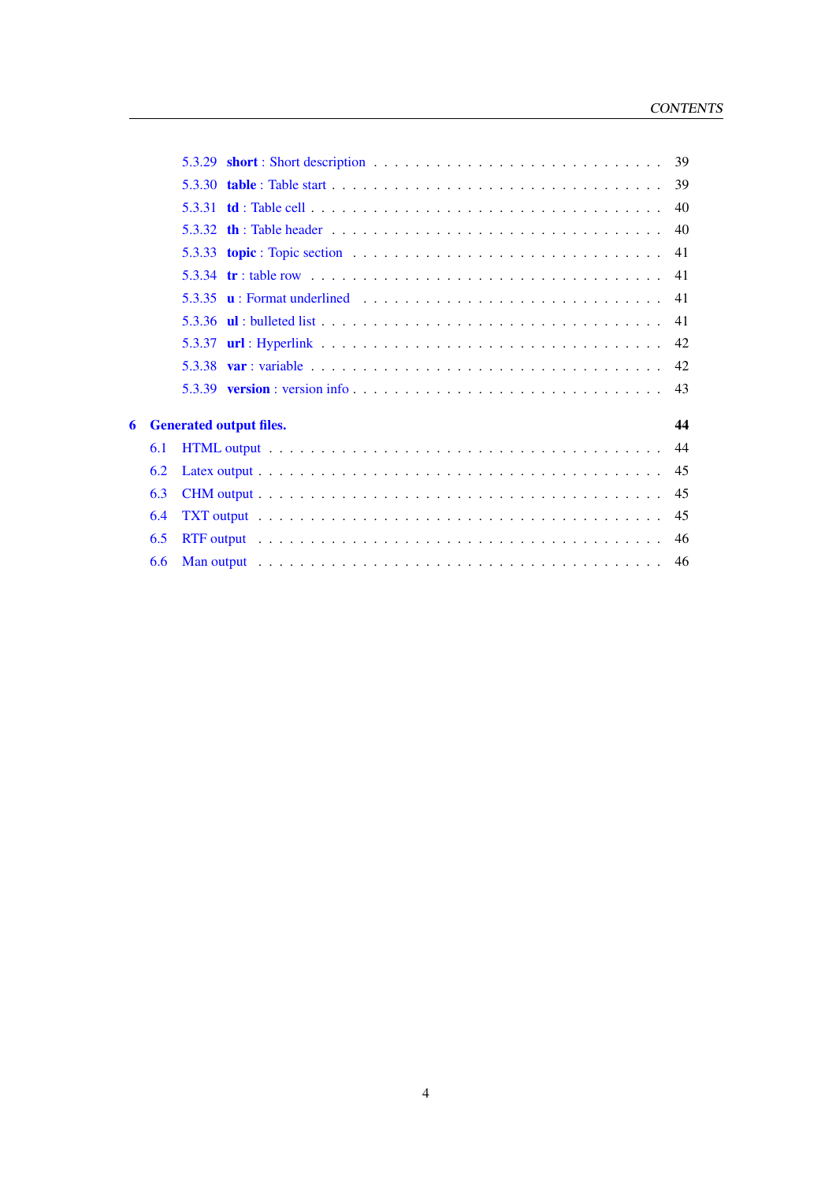5.3.29 **short** : Short description . . . . . . . . . . . . . . . . . . . . . . . . . . . . 39
5.3.30 **table** : Table start . . . . . . . . . . . . . . . . . . . . . . . . . . . . . . . 39
5.3.31 **td** : Table cell . . . . . . . . . . . . . . . . . . . . . . . . . . . . . . . . 40
5.3.32 **th** : Table header . . . . . . . . . . . . . . . . . . . . . . . . . . . . . . . 40
5.3.33 **topic** : Topic section . . . . . . . . . . . . . . . . . . . . . . . . . . . . . 41
5.3.34 **tr** : table row . . . . . . . . . . . . . . . . . . . . . . . . . . . . . . . . . 41
5.3.35 **u** : Format underlined . . . . . . . . . . . . . . . . . . . . . . . . . . . . . 41
5.3.36 **ul** : bulleted list . . . . . . . . . . . . . . . . . . . . . . . . . . . . . . . 41
5.3.37 **url** : Hyperlink . . . . . . . . . . . . . . . . . . . . . . . . . . . . . . . . 42
5.3.38 **var** : variable . . . . . . . . . . . . . . . . . . . . . . . . . . . . . . . . . 42
5.3.39 **version** : version info . . . . . . . . . . . . . . . . . . . . . . . . . . . . 43

**6 Generated output files.** **44**

6.1 HTML output . . . . . . . . . . . . . . . . . . . . . . . . . . . . . . . . . . . . 44
6.2 Latex output . . . . . . . . . . . . . . . . . . . . . . . . . . . . . . . . . . . . 45
6.3 CHM output . . . . . . . . . . . . . . . . . . . . . . . . . . . . . . . . . . . . 45
6.4 TXT output . . . . . . . . . . . . . . . . . . . . . . . . . . . . . . . . . . . . . 45
6.5 RTF output . . . . . . . . . . . . . . . . . . . . . . . . . . . . . . . . . . . . . 46
6.6 Man output . . . . . . . . . . . . . . . . . . . . . . . . . . . . . . . . . . . . . 46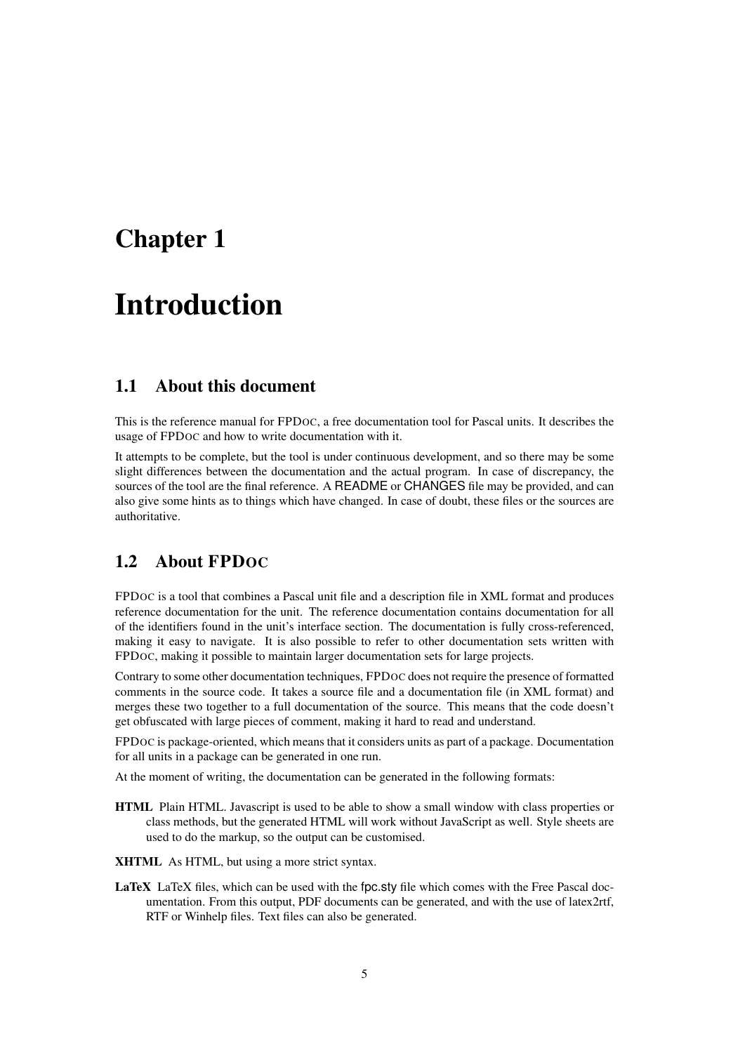# Chapter 1

# Introduction

## 1.1 About this document

This is the reference manual for FPDOC, a free documentation tool for Pascal units. It describes the usage of FPDOC and how to write documentation with it.

It attempts to be complete, but the tool is under continuous development, and so there may be some slight differences between the documentation and the actual program. In case of discrepancy, the sources of the tool are the final reference. A README or CHANGES file may be provided, and can also give some hints as to things which have changed. In case of doubt, these files or the sources are authoritative.

## 1.2 About FPDOC

FPDOC is a tool that combines a Pascal unit file and a description file in XML format and produces reference documentation for the unit. The reference documentation contains documentation for all of the identifiers found in the unit's interface section. The documentation is fully cross-referenced, making it easy to navigate. It is also possible to refer to other documentation sets written with FPDOC, making it possible to maintain larger documentation sets for large projects.

Contrary to some other documentation techniques, FPDOC does not require the presence of formatted comments in the source code. It takes a source file and a documentation file (in XML format) and merges these two together to a full documentation of the source. This means that the code doesn't get obfuscated with large pieces of comment, making it hard to read and understand.

FPDOC is package-oriented, which means that it considers units as part of a package. Documentation for all units in a package can be generated in one run.

At the moment of writing, the documentation can be generated in the following formats:

**HTML** Plain HTML. Javascript is used to be able to show a small window with class properties or class methods, but the generated HTML will work without JavaScript as well. Style sheets are used to do the markup, so the output can be customised.

**XHTML** As HTML, but using a more strict syntax.

**LaTeX** LaTeX files, which can be used with the fpc.sty file which comes with the Free Pascal documentation. From this output, PDF documents can be generated, and with the use of latex2rtf, RTF or Winhelp files. Text files can also be generated.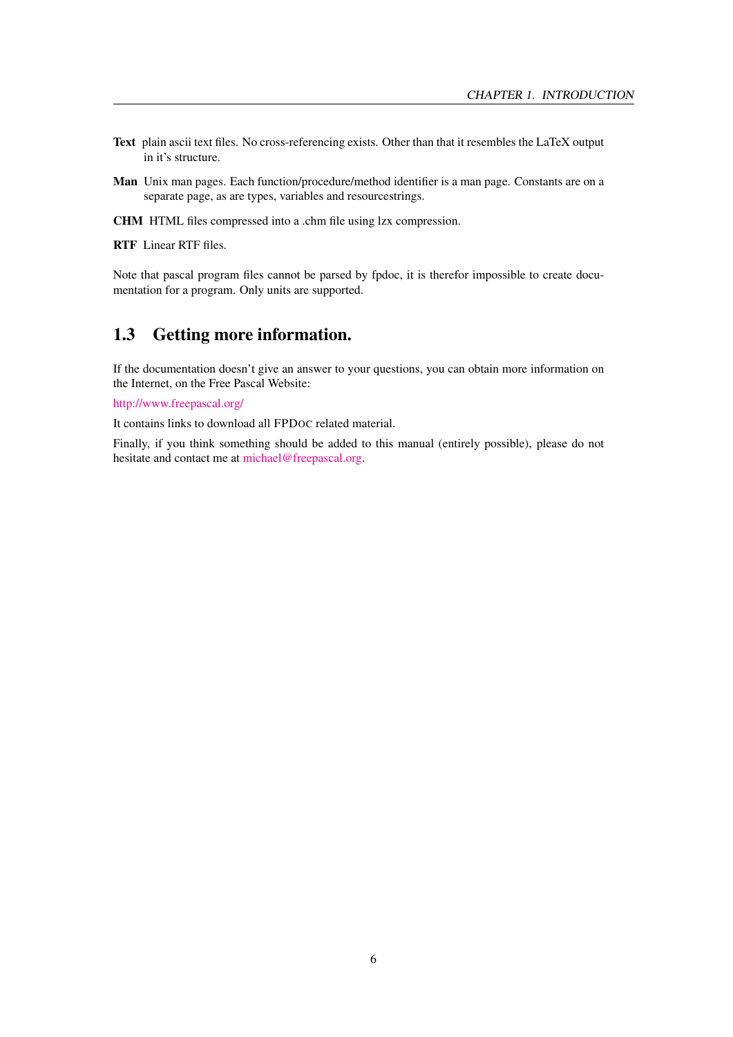**Text** plain ascii text files. No cross-referencing exists. Other than that it resembles the LaTeX output in it's structure.

**Man** Unix man pages. Each function/procedure/method identifier is a man page. Constants are on a separate page, as are types, variables and resourcestrings.

**CHM** HTML files compressed into a .chm file using lzx compression.

**RTF** Linear RTF files.

Note that pascal program files cannot be parsed by fpdoc, it is therefor impossible to create documentation for a program. Only units are supported.

## 1.3 Getting more information.

If the documentation doesn't give an answer to your questions, you can obtain more information on the Internet, on the Free Pascal Website:

http://www.freepascal.org/

It contains links to download all FPDOC related material.

Finally, if you think something should be added to this manual (entirely possible), please do not hesitate and contact me at michael@freepascal.org.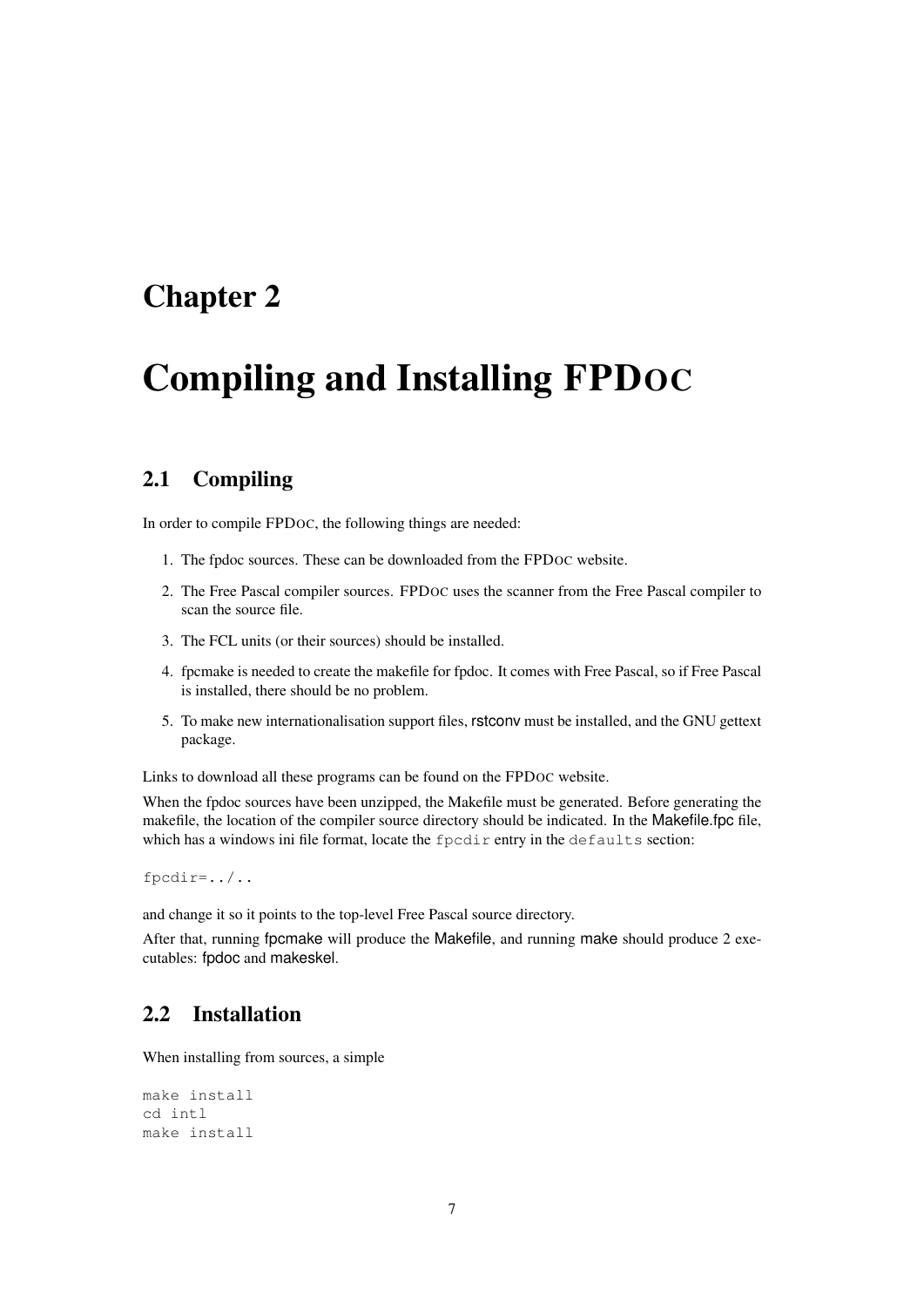# Chapter 2

# Compiling and Installing FPDOC

## 2.1 Compiling

In order to compile FPDOC, the following things are needed:

1. The fpdoc sources. These can be downloaded from the FPDOC website.
2. The Free Pascal compiler sources. FPDOC uses the scanner from the Free Pascal compiler to scan the source file.
3. The FCL units (or their sources) should be installed.
4. fpcmake is needed to create the makefile for fpdoc. It comes with Free Pascal, so if Free Pascal is installed, there should be no problem.
5. To make new internationalisation support files, rstconv must be installed, and the GNU gettext package.

Links to download all these programs can be found on the FPDOC website.

When the fpdoc sources have been unzipped, the Makefile must be generated. Before generating the makefile, the location of the compiler source directory should be indicated. In the Makefile.fpc file, which has a windows ini file format, locate the `fpcdir` entry in the `defaults` section:

```
fpcdir=../..
```

and change it so it points to the top-level Free Pascal source directory.

After that, running fpcmake will produce the Makefile, and running make should produce 2 executables: fpdoc and makeskel.

## 2.2 Installation

When installing from sources, a simple

```
make install
cd intl
make install
```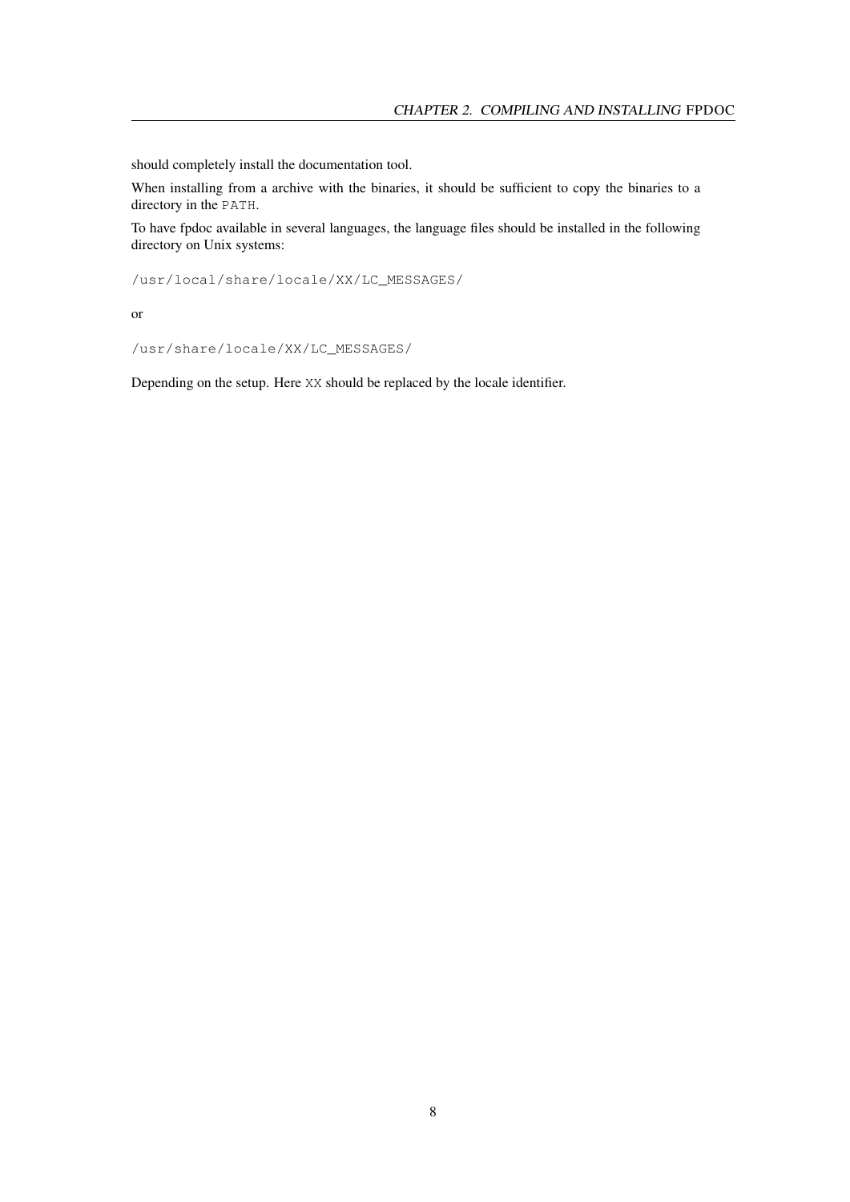should completely install the documentation tool.

When installing from a archive with the binaries, it should be sufficient to copy the binaries to a directory in the `PATH`.

To have fpdoc available in several languages, the language files should be installed in the following directory on Unix systems:

```
/usr/local/share/locale/XX/LC_MESSAGES/
```

or

```
/usr/share/locale/XX/LC_MESSAGES/
```

Depending on the setup. Here `XX` should be replaced by the locale identifier.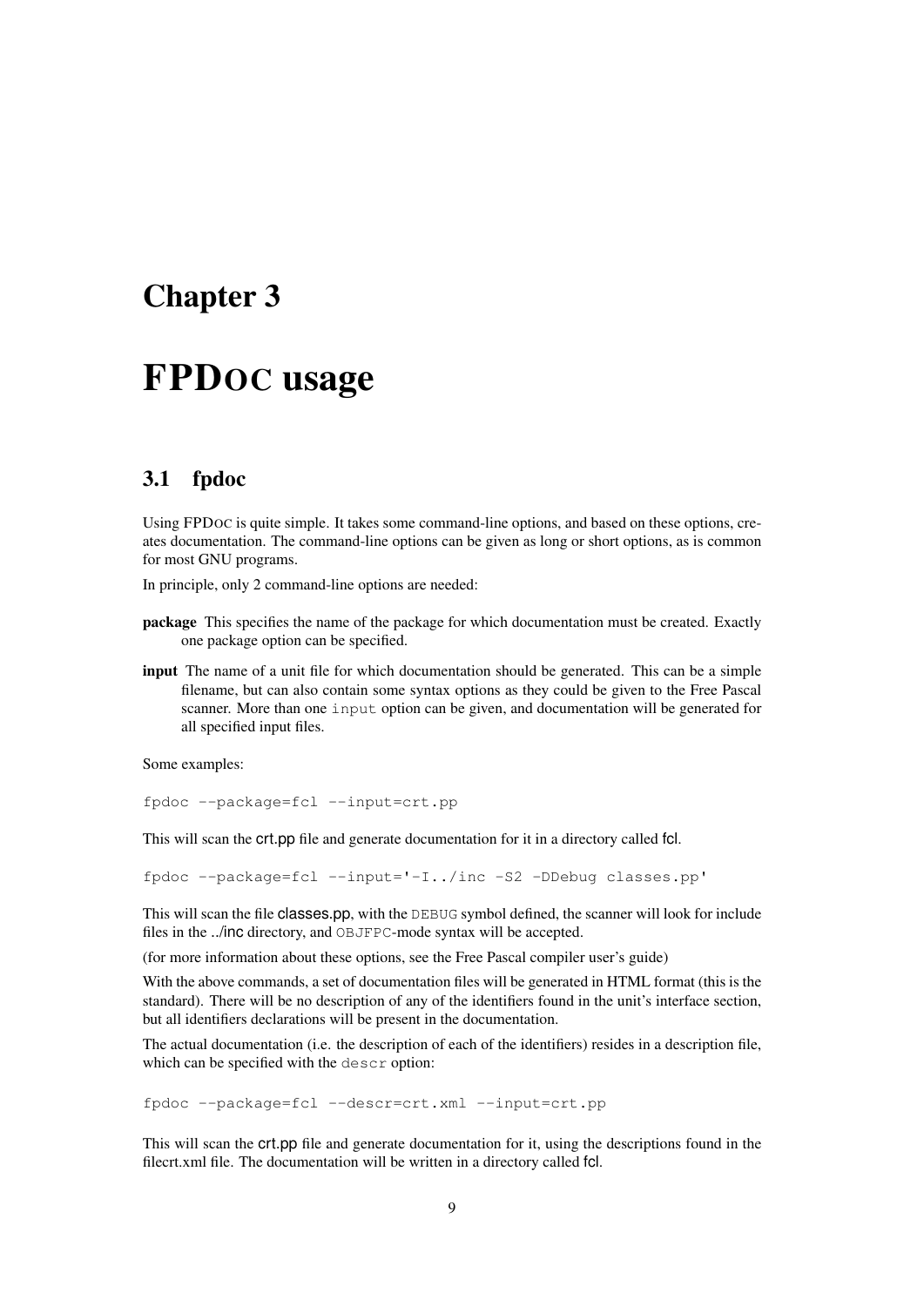# Chapter 3

# FPDOC usage

## 3.1 fpdoc

Using FPDOC is quite simple. It takes some command-line options, and based on these options, creates documentation. The command-line options can be given as long or short options, as is common for most GNU programs.

In principle, only 2 command-line options are needed:

**package** This specifies the name of the package for which documentation must be created. Exactly one package option can be specified.

**input** The name of a unit file for which documentation should be generated. This can be a simple filename, but can also contain some syntax options as they could be given to the Free Pascal scanner. More than one `input` option can be given, and documentation will be generated for all specified input files.

Some examples:

```
fpdoc --package=fcl --input=crt.pp
```

This will scan the crt.pp file and generate documentation for it in a directory called fcl.

```
fpdoc --package=fcl --input='-I../inc -S2 -DDebug classes.pp'
```

This will scan the file classes.pp, with the `DEBUG` symbol defined, the scanner will look for include files in the ../inc directory, and `OBJFPC`-mode syntax will be accepted.

(for more information about these options, see the Free Pascal compiler user's guide)

With the above commands, a set of documentation files will be generated in HTML format (this is the standard). There will be no description of any of the identifiers found in the unit's interface section, but all identifiers declarations will be present in the documentation.

The actual documentation (i.e. the description of each of the identifiers) resides in a description file, which can be specified with the `descr` option:

```
fpdoc --package=fcl --descr=crt.xml --input=crt.pp
```

This will scan the crt.pp file and generate documentation for it, using the descriptions found in the filecrt.xml file. The documentation will be written in a directory called fcl.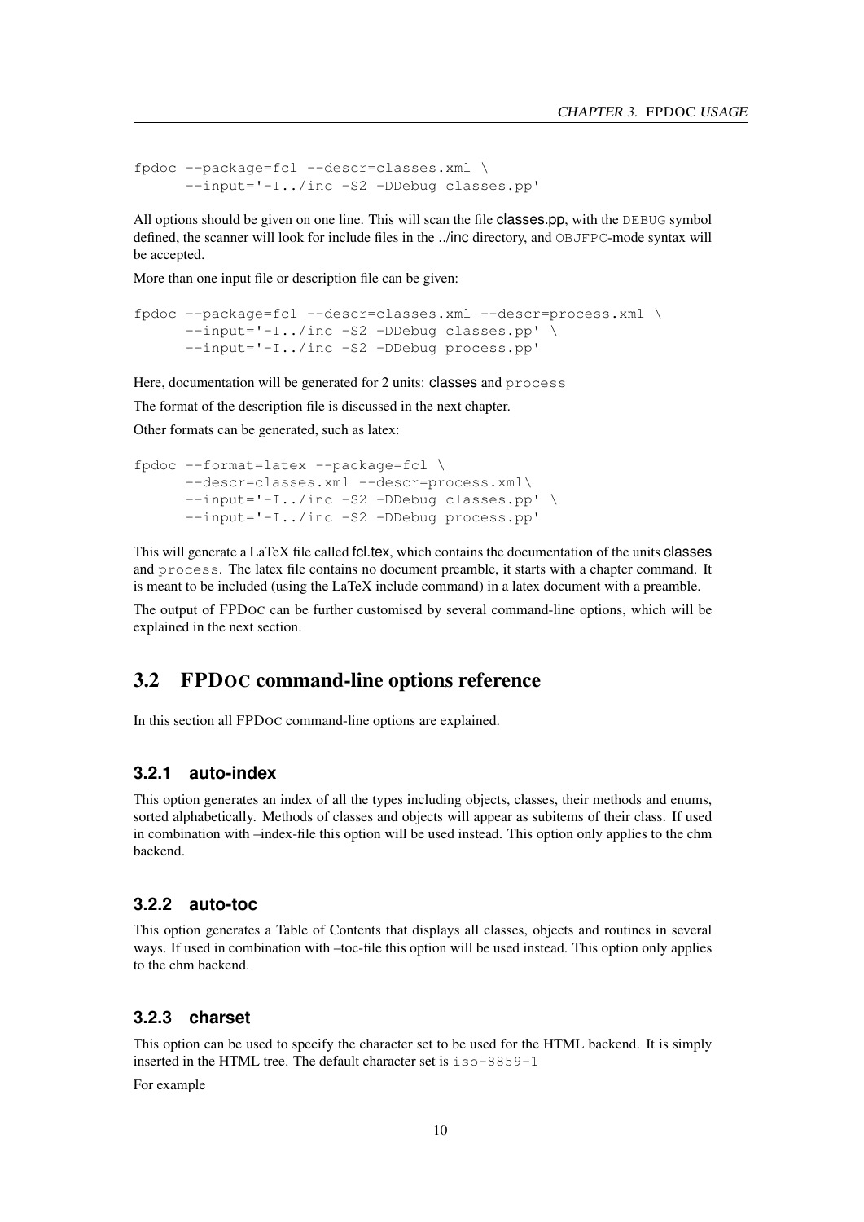```
fpdoc --package=fcl --descr=classes.xml \
      --input='-I../inc -S2 -DDebug classes.pp'
```

All options should be given on one line. This will scan the file classes.pp, with the `DEBUG` symbol defined, the scanner will look for include files in the ../inc directory, and `OBJFPC`-mode syntax will be accepted.

More than one input file or description file can be given:

```
fpdoc --package=fcl --descr=classes.xml --descr=process.xml \
      --input='-I../inc -S2 -DDebug classes.pp' \
      --input='-I../inc -S2 -DDebug process.pp'
```

Here, documentation will be generated for 2 units: classes and `process`

The format of the description file is discussed in the next chapter.

Other formats can be generated, such as latex:

```
fpdoc --format=latex --package=fcl \
      --descr=classes.xml --descr=process.xml\
      --input='-I../inc -S2 -DDebug classes.pp' \
      --input='-I../inc -S2 -DDebug process.pp'
```

This will generate a LaTeX file called fcl.tex, which contains the documentation of the units classes and `process`. The latex file contains no document preamble, it starts with a chapter command. It is meant to be included (using the LaTeX include command) in a latex document with a preamble.

The output of FPDOC can be further customised by several command-line options, which will be explained in the next section.

## 3.2 FPDOC command-line options reference

In this section all FPDOC command-line options are explained.

### 3.2.1 auto-index

This option generates an index of all the types including objects, classes, their methods and enums, sorted alphabetically. Methods of classes and objects will appear as subitems of their class. If used in combination with –index-file this option will be used instead. This option only applies to the chm backend.

### 3.2.2 auto-toc

This option generates a Table of Contents that displays all classes, objects and routines in several ways. If used in combination with –toc-file this option will be used instead. This option only applies to the chm backend.

### 3.2.3 charset

This option can be used to specify the character set to be used for the HTML backend. It is simply inserted in the HTML tree. The default character set is `iso-8859-1`

For example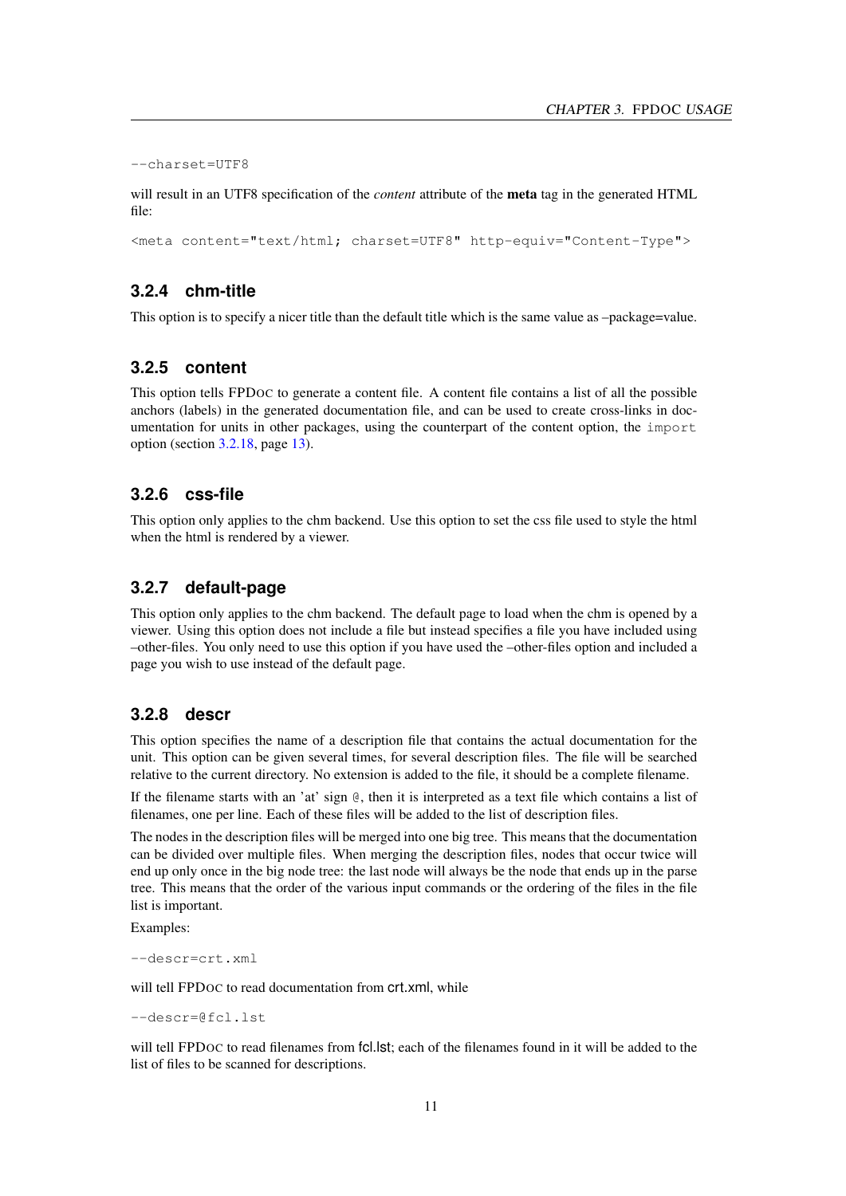```
--charset=UTF8
```

will result in an UTF8 specification of the *content* attribute of the **meta** tag in the generated HTML file:

```
<meta content="text/html; charset=UTF8" http-equiv="Content-Type">
```

### 3.2.4 chm-title

This option is to specify a nicer title than the default title which is the same value as –package=value.

### 3.2.5 content

This option tells FPDOC to generate a content file. A content file contains a list of all the possible anchors (labels) in the generated documentation file, and can be used to create cross-links in documentation for units in other packages, using the counterpart of the content option, the `import` option (section 3.2.18, page 13).

### 3.2.6 css-file

This option only applies to the chm backend. Use this option to set the css file used to style the html when the html is rendered by a viewer.

### 3.2.7 default-page

This option only applies to the chm backend. The default page to load when the chm is opened by a viewer. Using this option does not include a file but instead specifies a file you have included using –other-files. You only need to use this option if you have used the –other-files option and included a page you wish to use instead of the default page.

### 3.2.8 descr

This option specifies the name of a description file that contains the actual documentation for the unit. This option can be given several times, for several description files. The file will be searched relative to the current directory. No extension is added to the file, it should be a complete filename.

If the filename starts with an 'at' sign `@`, then it is interpreted as a text file which contains a list of filenames, one per line. Each of these files will be added to the list of description files.

The nodes in the description files will be merged into one big tree. This means that the documentation can be divided over multiple files. When merging the description files, nodes that occur twice will end up only once in the big node tree: the last node will always be the node that ends up in the parse tree. This means that the order of the various input commands or the ordering of the files in the file list is important.

Examples:

```
--descr=crt.xml
```

will tell FPDOC to read documentation from crt.xml, while

```
--descr=@fcl.lst
```

will tell FPDOC to read filenames from fcl.lst; each of the filenames found in it will be added to the list of files to be scanned for descriptions.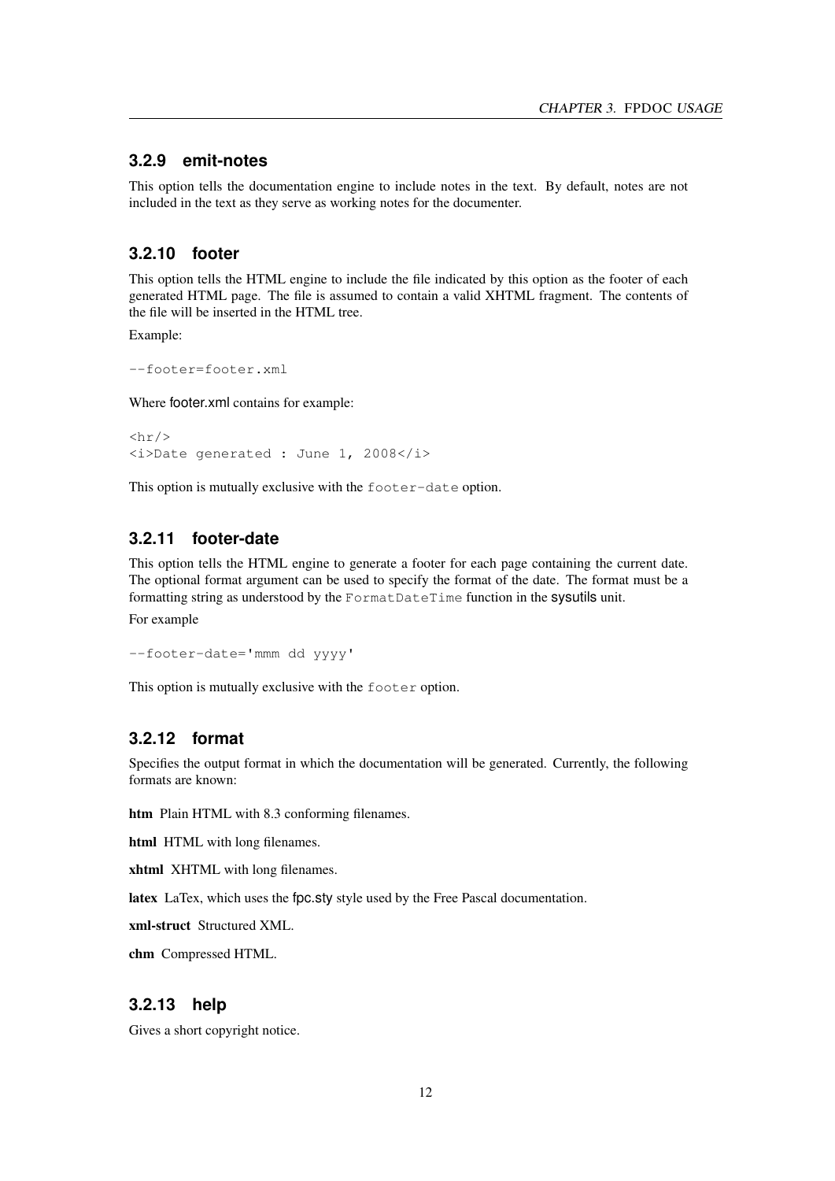### 3.2.9 emit-notes

This option tells the documentation engine to include notes in the text. By default, notes are not included in the text as they serve as working notes for the documenter.

### 3.2.10 footer

This option tells the HTML engine to include the file indicated by this option as the footer of each generated HTML page. The file is assumed to contain a valid XHTML fragment. The contents of the file will be inserted in the HTML tree.

Example:

```
--footer=footer.xml
```

Where footer.xml contains for example:

```
<hr/>
<i>Date generated : June 1, 2008</i>
```

This option is mutually exclusive with the `footer-date` option.

### 3.2.11 footer-date

This option tells the HTML engine to generate a footer for each page containing the current date. The optional format argument can be used to specify the format of the date. The format must be a formatting string as understood by the `FormatDateTime` function in the sysutils unit.

For example

```
--footer-date='mmm dd yyyy'
```

This option is mutually exclusive with the `footer` option.

### 3.2.12 format

Specifies the output format in which the documentation will be generated. Currently, the following formats are known:

**htm** Plain HTML with 8.3 conforming filenames.

**html** HTML with long filenames.

**xhtml** XHTML with long filenames.

**latex** LaTex, which uses the fpc.sty style used by the Free Pascal documentation.

**xml-struct** Structured XML.

**chm** Compressed HTML.

### 3.2.13 help

Gives a short copyright notice.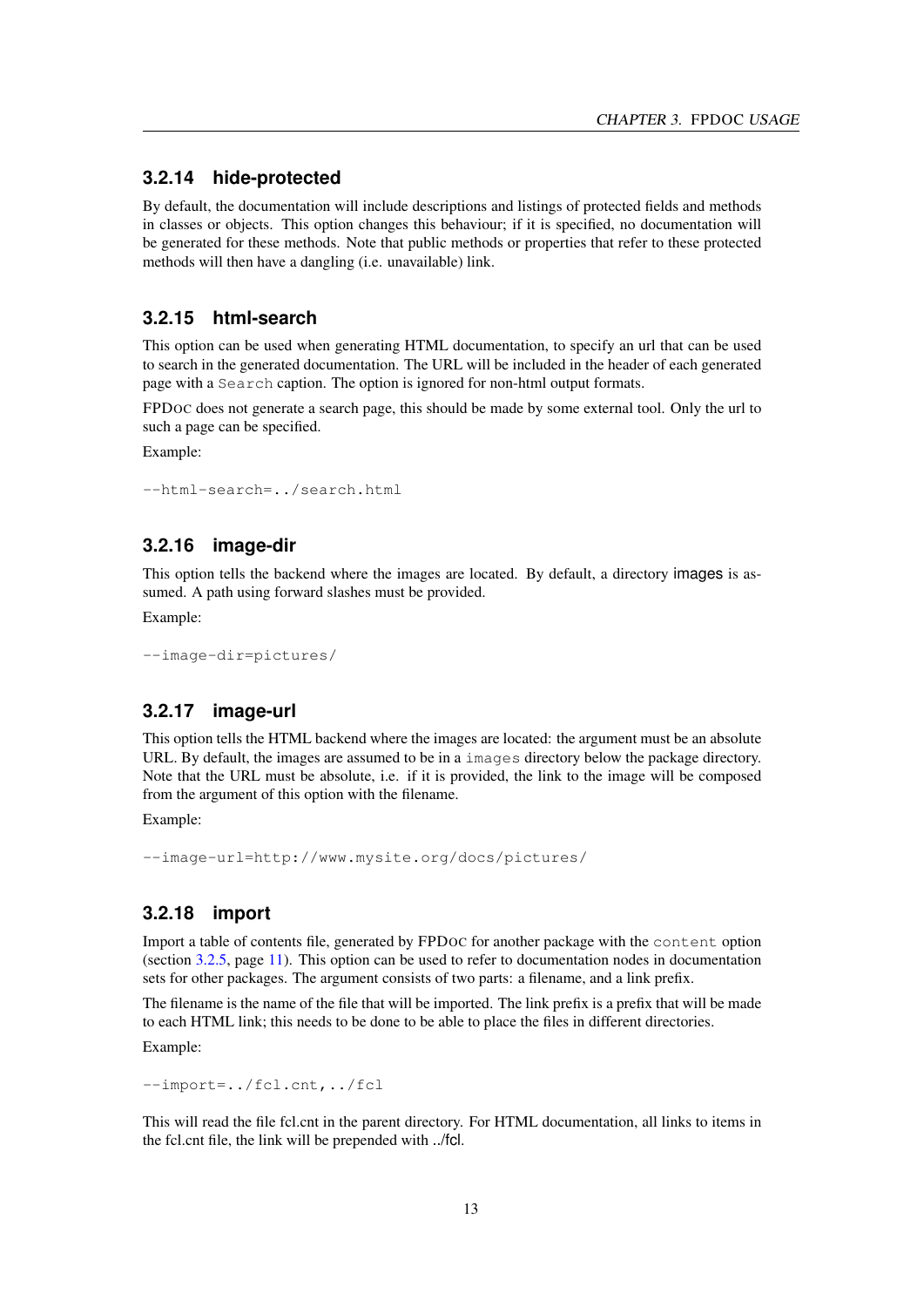### 3.2.14 hide-protected

By default, the documentation will include descriptions and listings of protected fields and methods in classes or objects. This option changes this behaviour; if it is specified, no documentation will be generated for these methods. Note that public methods or properties that refer to these protected methods will then have a dangling (i.e. unavailable) link.

### 3.2.15 html-search

This option can be used when generating HTML documentation, to specify an url that can be used to search in the generated documentation. The URL will be included in the header of each generated page with a `Search` caption. The option is ignored for non-html output formats.

FPDOC does not generate a search page, this should be made by some external tool. Only the url to such a page can be specified.

Example:

```
--html-search=../search.html
```

### 3.2.16 image-dir

This option tells the backend where the images are located. By default, a directory images is assumed. A path using forward slashes must be provided.

Example:

```
--image-dir=pictures/
```

### 3.2.17 image-url

This option tells the HTML backend where the images are located: the argument must be an absolute URL. By default, the images are assumed to be in a `images` directory below the package directory. Note that the URL must be absolute, i.e. if it is provided, the link to the image will be composed from the argument of this option with the filename.

Example:

```
--image-url=http://www.mysite.org/docs/pictures/
```

### 3.2.18 import

Import a table of contents file, generated by FPDOC for another package with the `content` option (section 3.2.5, page 11). This option can be used to refer to documentation nodes in documentation sets for other packages. The argument consists of two parts: a filename, and a link prefix.

The filename is the name of the file that will be imported. The link prefix is a prefix that will be made to each HTML link; this needs to be done to be able to place the files in different directories.

Example:

```
--import=../fcl.cnt,../fcl
```

This will read the file fcl.cnt in the parent directory. For HTML documentation, all links to items in the fcl.cnt file, the link will be prepended with ../fcl.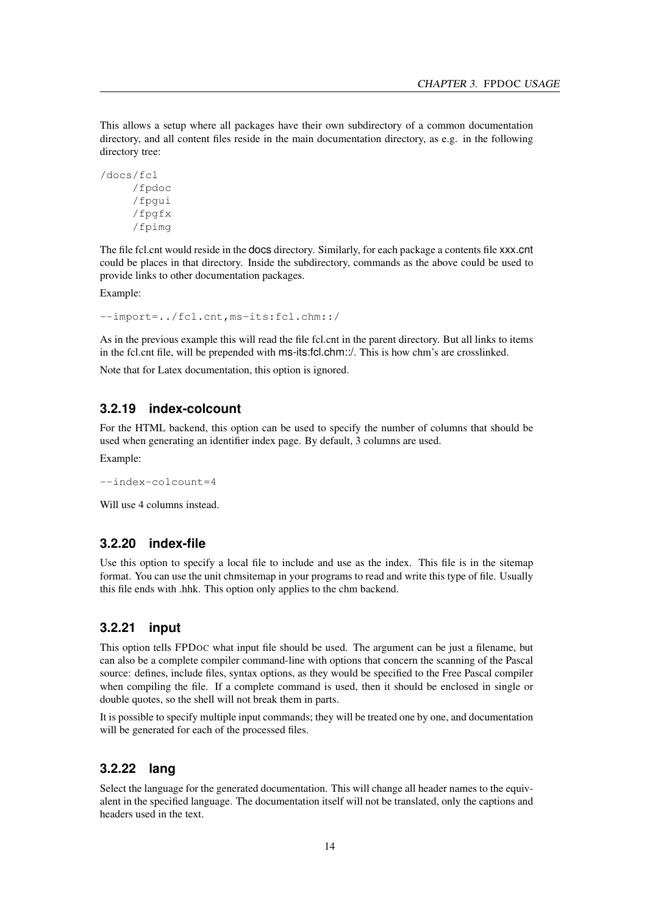This allows a setup where all packages have their own subdirectory of a common documentation directory, and all content files reside in the main documentation directory, as e.g. in the following directory tree:

```
/docs/fcl
     /fpdoc
     /fpgui
     /fpgfx
     /fpimg
```

The file fcl.cnt would reside in the docs directory. Similarly, for each package a contents file xxx.cnt could be places in that directory. Inside the subdirectory, commands as the above could be used to provide links to other documentation packages.

Example:

```
--import=../fcl.cnt,ms-its:fcl.chm::/
```

As in the previous example this will read the file fcl.cnt in the parent directory. But all links to items in the fcl.cnt file, will be prepended with ms-its:fcl.chm::/. This is how chm's are crosslinked.

Note that for Latex documentation, this option is ignored.

### 3.2.19 index-colcount

For the HTML backend, this option can be used to specify the number of columns that should be used when generating an identifier index page. By default, 3 columns are used.

Example:

```
--index-colcount=4
```

Will use 4 columns instead.

### 3.2.20 index-file

Use this option to specify a local file to include and use as the index. This file is in the sitemap format. You can use the unit chmsitemap in your programs to read and write this type of file. Usually this file ends with .hhk. This option only applies to the chm backend.

### 3.2.21 input

This option tells FPDOC what input file should be used. The argument can be just a filename, but can also be a complete compiler command-line with options that concern the scanning of the Pascal source: defines, include files, syntax options, as they would be specified to the Free Pascal compiler when compiling the file. If a complete command is used, then it should be enclosed in single or double quotes, so the shell will not break them in parts.

It is possible to specify multiple input commands; they will be treated one by one, and documentation will be generated for each of the processed files.

### 3.2.22 lang

Select the language for the generated documentation. This will change all header names to the equivalent in the specified language. The documentation itself will not be translated, only the captions and headers used in the text.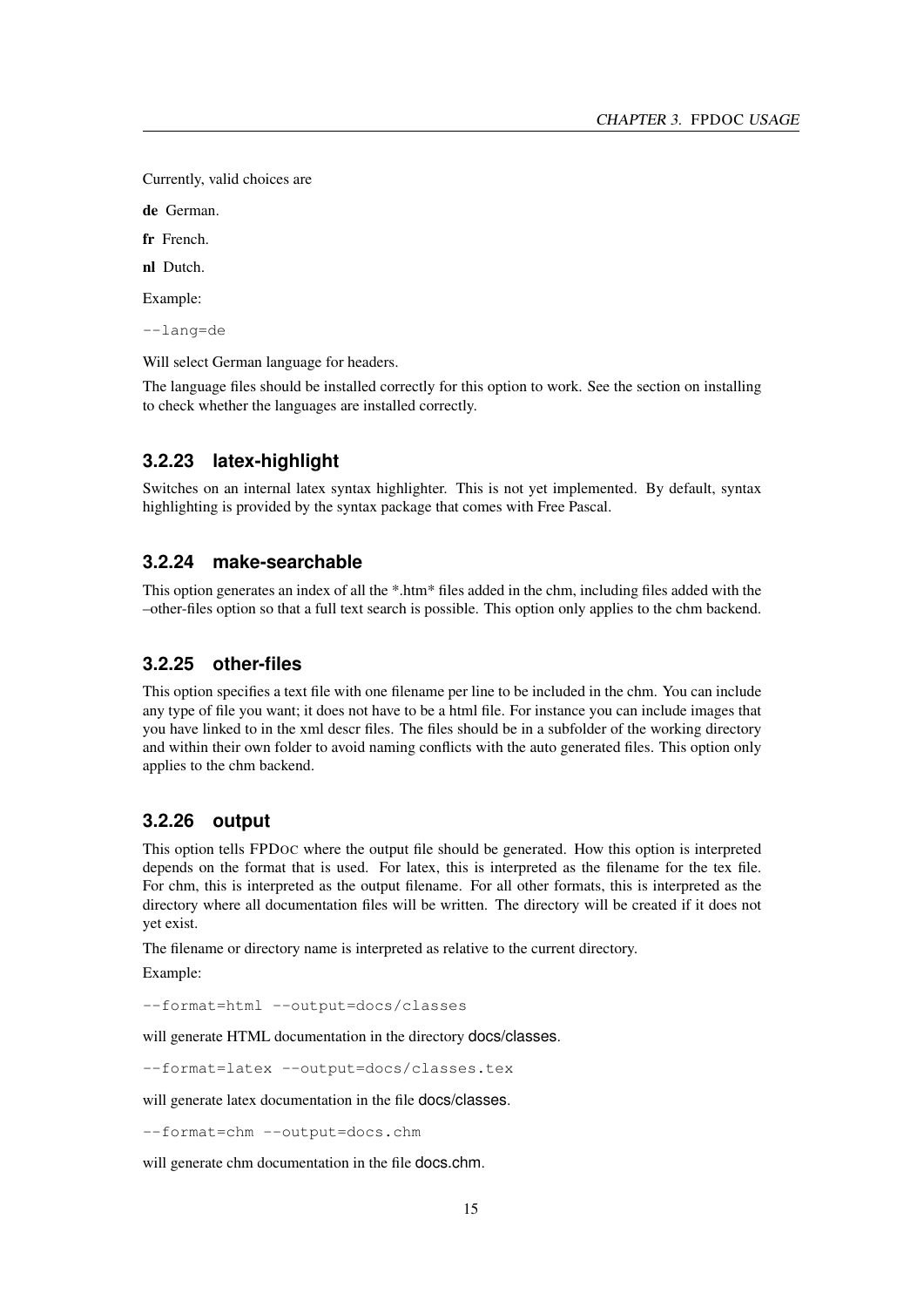Currently, valid choices are

**de** German.

**fr** French.

**nl** Dutch.

Example:

```
--lang=de
```

Will select German language for headers.

The language files should be installed correctly for this option to work. See the section on installing to check whether the languages are installed correctly.

### 3.2.23 latex-highlight

Switches on an internal latex syntax highlighter. This is not yet implemented. By default, syntax highlighting is provided by the syntax package that comes with Free Pascal.

### 3.2.24 make-searchable

This option generates an index of all the *.htm* files added in the chm, including files added with the –other-files option so that a full text search is possible. This option only applies to the chm backend.

### 3.2.25 other-files

This option specifies a text file with one filename per line to be included in the chm. You can include any type of file you want; it does not have to be a html file. For instance you can include images that you have linked to in the xml descr files. The files should be in a subfolder of the working directory and within their own folder to avoid naming conflicts with the auto generated files. This option only applies to the chm backend.

### 3.2.26 output

This option tells FPDOC where the output file should be generated. How this option is interpreted depends on the format that is used. For latex, this is interpreted as the filename for the tex file. For chm, this is interpreted as the output filename. For all other formats, this is interpreted as the directory where all documentation files will be written. The directory will be created if it does not yet exist.

The filename or directory name is interpreted as relative to the current directory.

Example:

```
--format=html --output=docs/classes
```

will generate HTML documentation in the directory docs/classes.

```
--format=latex --output=docs/classes.tex
```

will generate latex documentation in the file docs/classes.

```
--format=chm --output=docs.chm
```

will generate chm documentation in the file docs.chm.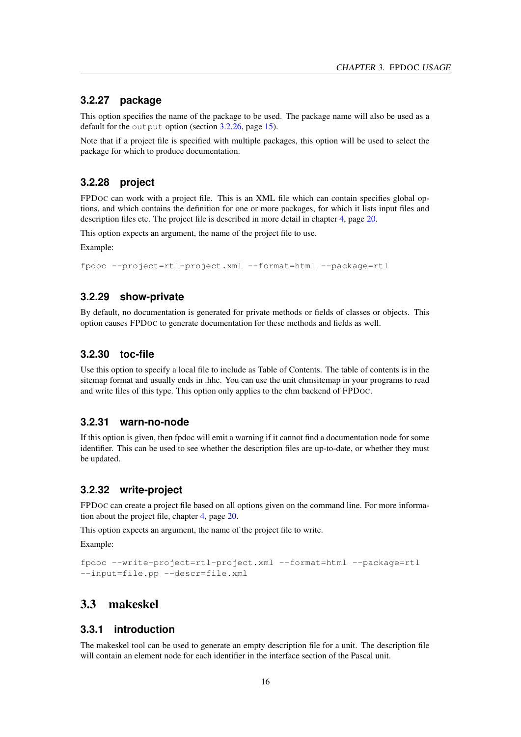### 3.2.27 package

This option specifies the name of the package to be used. The package name will also be used as a default for the `output` option (section 3.2.26, page 15).

Note that if a project file is specified with multiple packages, this option will be used to select the package for which to produce documentation.

### 3.2.28 project

FPDoc can work with a project file. This is an XML file which can contain specifies global options, and which contains the definition for one or more packages, for which it lists input files and description files etc. The project file is described in more detail in chapter 4, page 20.

This option expects an argument, the name of the project file to use.

Example:

```
fpdoc --project=rtl-project.xml --format=html --package=rtl
```

### 3.2.29 show-private

By default, no documentation is generated for private methods or fields of classes or objects. This option causes FPDoc to generate documentation for these methods and fields as well.

### 3.2.30 toc-file

Use this option to specify a local file to include as Table of Contents. The table of contents is in the sitemap format and usually ends in .hhc. You can use the unit chmsitemap in your programs to read and write files of this type. This option only applies to the chm backend of FPDoc.

### 3.2.31 warn-no-node

If this option is given, then fpdoc will emit a warning if it cannot find a documentation node for some identifier. This can be used to see whether the description files are up-to-date, or whether they must be updated.

### 3.2.32 write-project

FPDoc can create a project file based on all options given on the command line. For more information about the project file, chapter 4, page 20.

This option expects an argument, the name of the project file to write.

Example:

```
fpdoc --write-project=rtl-project.xml --format=html --package=rtl
--input=file.pp --descr=file.xml
```

## 3.3 makeskel

### 3.3.1 introduction

The makeskel tool can be used to generate an empty description file for a unit. The description file will contain an element node for each identifier in the interface section of the Pascal unit.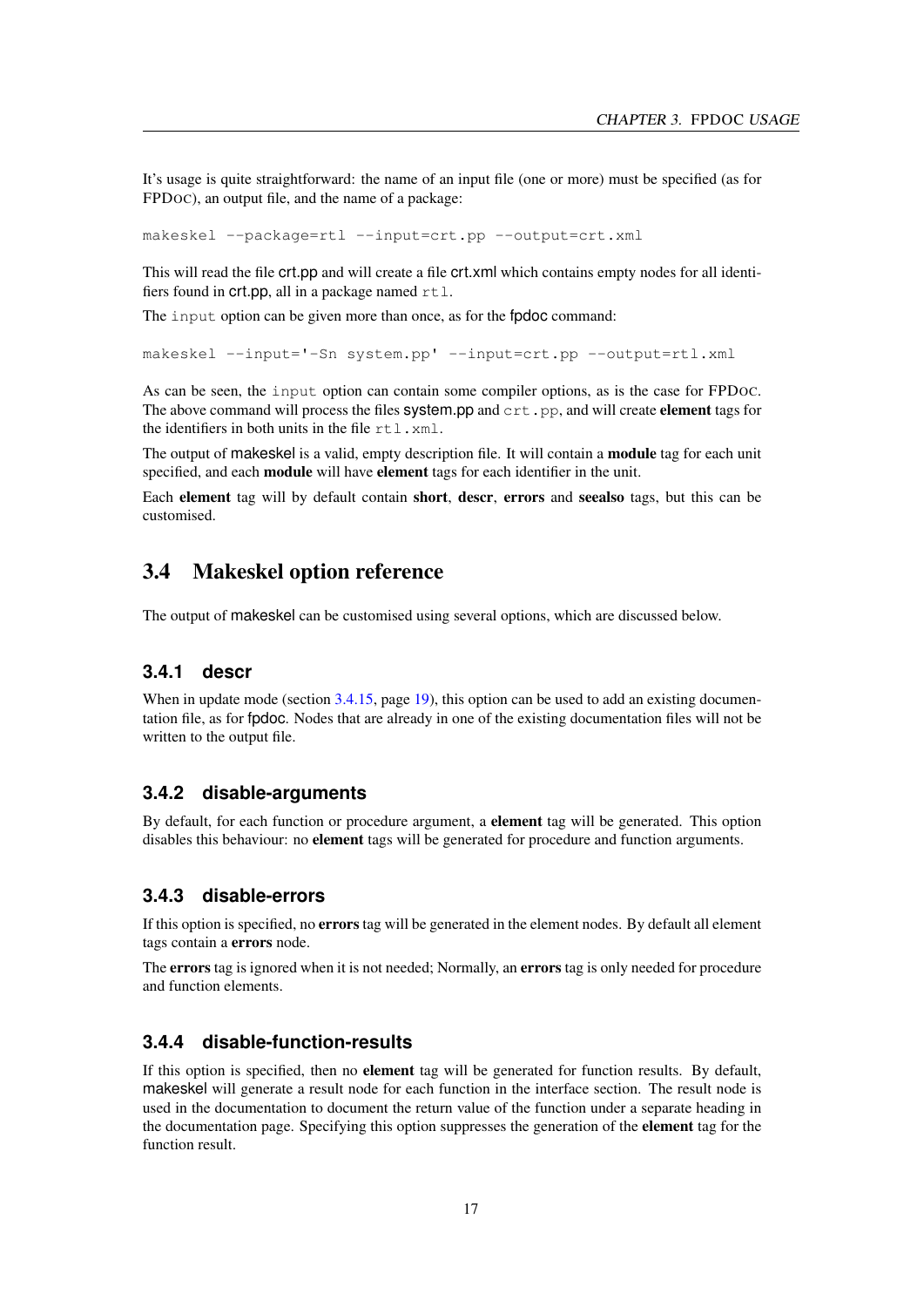It's usage is quite straightforward: the name of an input file (one or more) must be specified (as for FPDOC), an output file, and the name of a package:

```
makeskel --package=rtl --input=crt.pp --output=crt.xml
```

This will read the file crt.pp and will create a file crt.xml which contains empty nodes for all identifiers found in crt.pp, all in a package named `rtl`.

The `input` option can be given more than once, as for the fpdoc command:

```
makeskel --input='-Sn system.pp' --input=crt.pp --output=rtl.xml
```

As can be seen, the `input` option can contain some compiler options, as is the case for FPDOC. The above command will process the files system.pp and `crt.pp`, and will create **element** tags for the identifiers in both units in the file `rtl.xml`.

The output of makeskel is a valid, empty description file. It will contain a **module** tag for each unit specified, and each **module** will have **element** tags for each identifier in the unit.

Each **element** tag will by default contain **short**, **descr**, **errors** and **seealso** tags, but this can be customised.

## 3.4 Makeskel option reference

The output of makeskel can be customised using several options, which are discussed below.

### 3.4.1 descr

When in update mode (section 3.4.15, page 19), this option can be used to add an existing documentation file, as for fpdoc. Nodes that are already in one of the existing documentation files will not be written to the output file.

### 3.4.2 disable-arguments

By default, for each function or procedure argument, a **element** tag will be generated. This option disables this behaviour: no **element** tags will be generated for procedure and function arguments.

### 3.4.3 disable-errors

If this option is specified, no **errors** tag will be generated in the element nodes. By default all element tags contain a **errors** node.

The **errors** tag is ignored when it is not needed; Normally, an **errors** tag is only needed for procedure and function elements.

### 3.4.4 disable-function-results

If this option is specified, then no **element** tag will be generated for function results. By default, makeskel will generate a result node for each function in the interface section. The result node is used in the documentation to document the return value of the function under a separate heading in the documentation page. Specifying this option suppresses the generation of the **element** tag for the function result.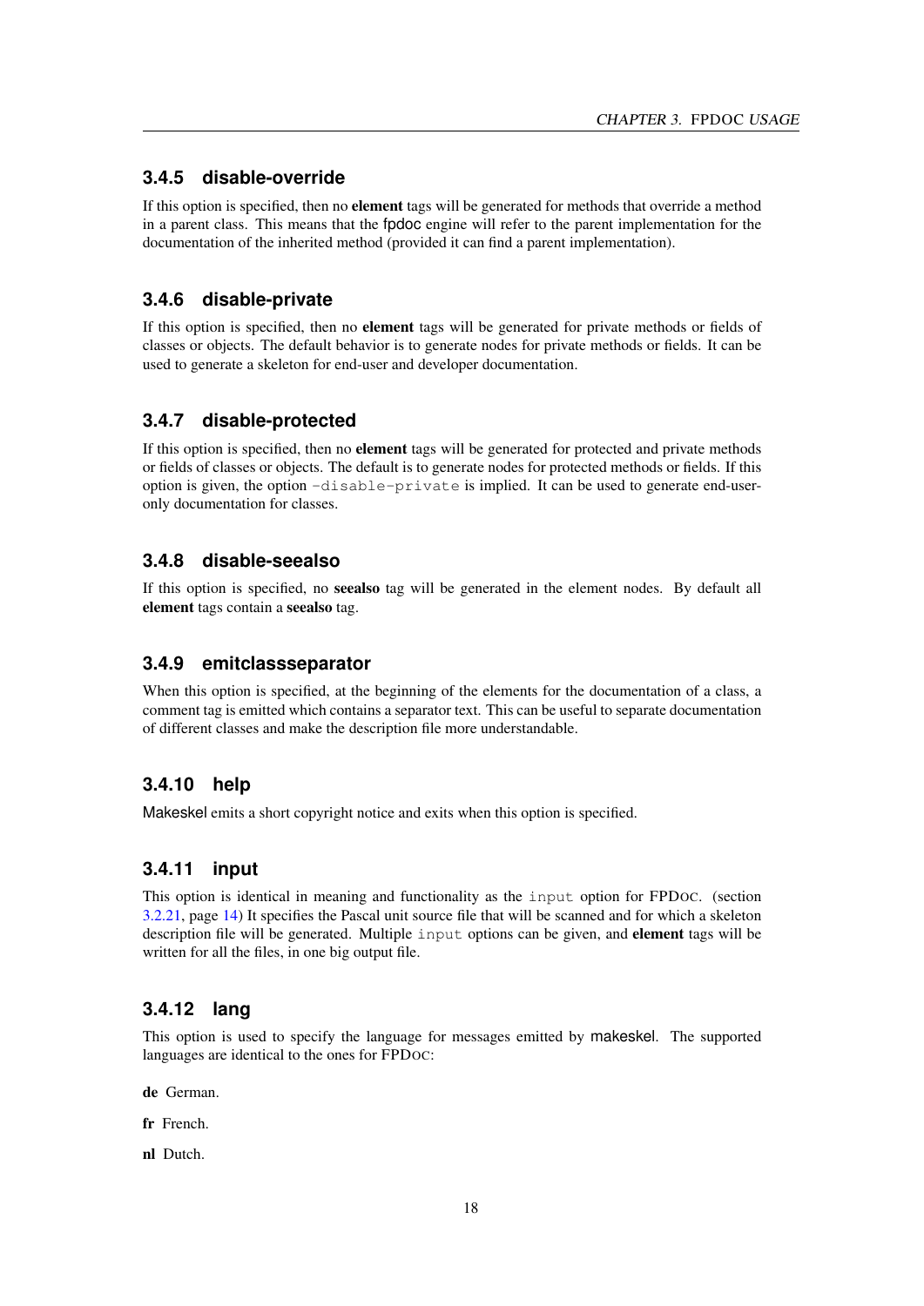### 3.4.5 disable-override

If this option is specified, then no **element** tags will be generated for methods that override a method in a parent class. This means that the fpdoc engine will refer to the parent implementation for the documentation of the inherited method (provided it can find a parent implementation).

### 3.4.6 disable-private

If this option is specified, then no **element** tags will be generated for private methods or fields of classes or objects. The default behavior is to generate nodes for private methods or fields. It can be used to generate a skeleton for end-user and developer documentation.

### 3.4.7 disable-protected

If this option is specified, then no **element** tags will be generated for protected and private methods or fields of classes or objects. The default is to generate nodes for protected methods or fields. If this option is given, the option `-disable-private` is implied. It can be used to generate end-user-only documentation for classes.

### 3.4.8 disable-seealso

If this option is specified, no **seealso** tag will be generated in the element nodes. By default all **element** tags contain a **seealso** tag.

### 3.4.9 emitclassseparator

When this option is specified, at the beginning of the elements for the documentation of a class, a comment tag is emitted which contains a separator text. This can be useful to separate documentation of different classes and make the description file more understandable.

### 3.4.10 help

Makeskel emits a short copyright notice and exits when this option is specified.

### 3.4.11 input

This option is identical in meaning and functionality as the `input` option for FPDoc. (section 3.2.21, page 14) It specifies the Pascal unit source file that will be scanned and for which a skeleton description file will be generated. Multiple `input` options can be given, and **element** tags will be written for all the files, in one big output file.

### 3.4.12 lang

This option is used to specify the language for messages emitted by makeskel. The supported languages are identical to the ones for FPDoc:

**de** German.

**fr** French.

**nl** Dutch.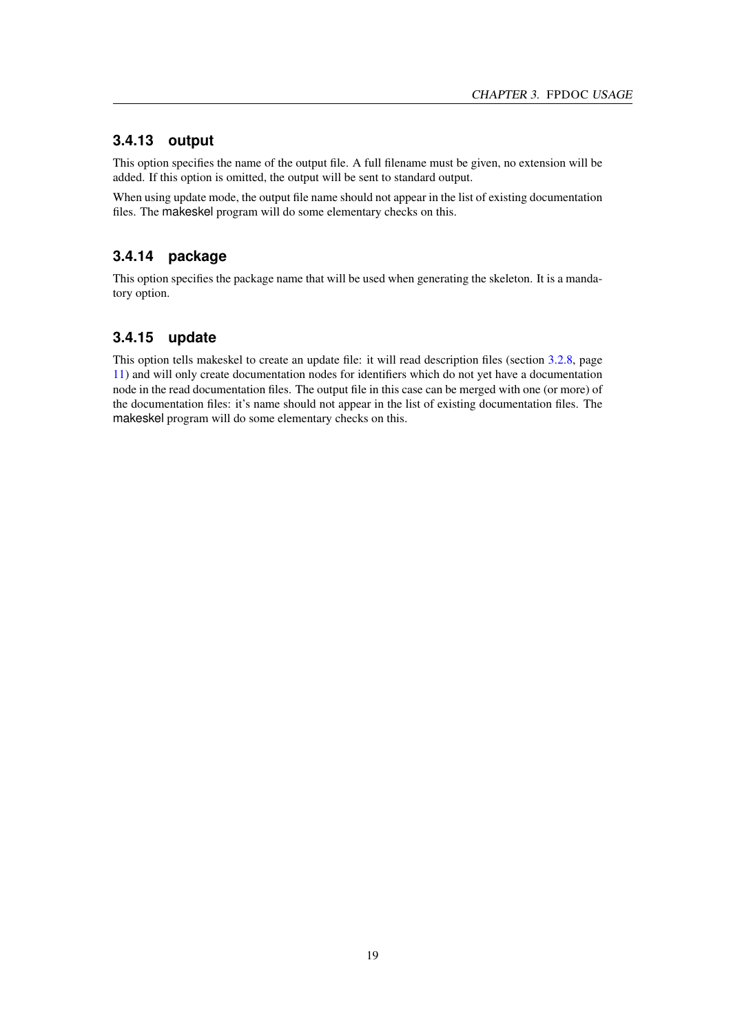### 3.4.13 output

This option specifies the name of the output file. A full filename must be given, no extension will be added. If this option is omitted, the output will be sent to standard output.

When using update mode, the output file name should not appear in the list of existing documentation files. The makeskel program will do some elementary checks on this.

### 3.4.14 package

This option specifies the package name that will be used when generating the skeleton. It is a mandatory option.

### 3.4.15 update

This option tells makeskel to create an update file: it will read description files (section 3.2.8, page 11) and will only create documentation nodes for identifiers which do not yet have a documentation node in the read documentation files. The output file in this case can be merged with one (or more) of the documentation files: it's name should not appear in the list of existing documentation files. The makeskel program will do some elementary checks on this.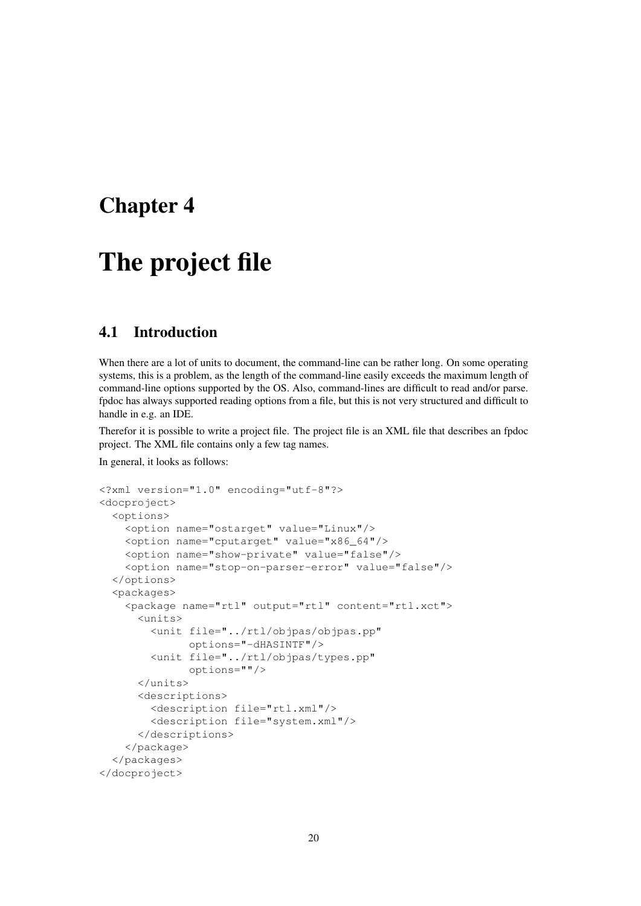# Chapter 4

# The project file

## 4.1 Introduction

When there are a lot of units to document, the command-line can be rather long. On some operating systems, this is a problem, as the length of the command-line easily exceeds the maximum length of command-line options supported by the OS. Also, command-lines are difficult to read and/or parse. fpdoc has always supported reading options from a file, but this is not very structured and difficult to handle in e.g. an IDE.

Therefor it is possible to write a project file. The project file is an XML file that describes an fpdoc project. The XML file contains only a few tag names.

In general, it looks as follows:

```
<?xml version="1.0" encoding="utf-8"?>
<docproject>
  <options>
    <option name="ostarget" value="Linux"/>
    <option name="cputarget" value="x86_64"/>
    <option name="show-private" value="false"/>
    <option name="stop-on-parser-error" value="false"/>
  </options>
  <packages>
    <package name="rtl" output="rtl" content="rtl.xct">
      <units>
        <unit file="../rtl/objpas/objpas.pp"
              options="-dHASINTF"/>
        <unit file="../rtl/objpas/types.pp"
              options=""/>
      </units>
      <descriptions>
        <description file="rtl.xml"/>
        <description file="system.xml"/>
      </descriptions>
    </package>
  </packages>
</docproject>
```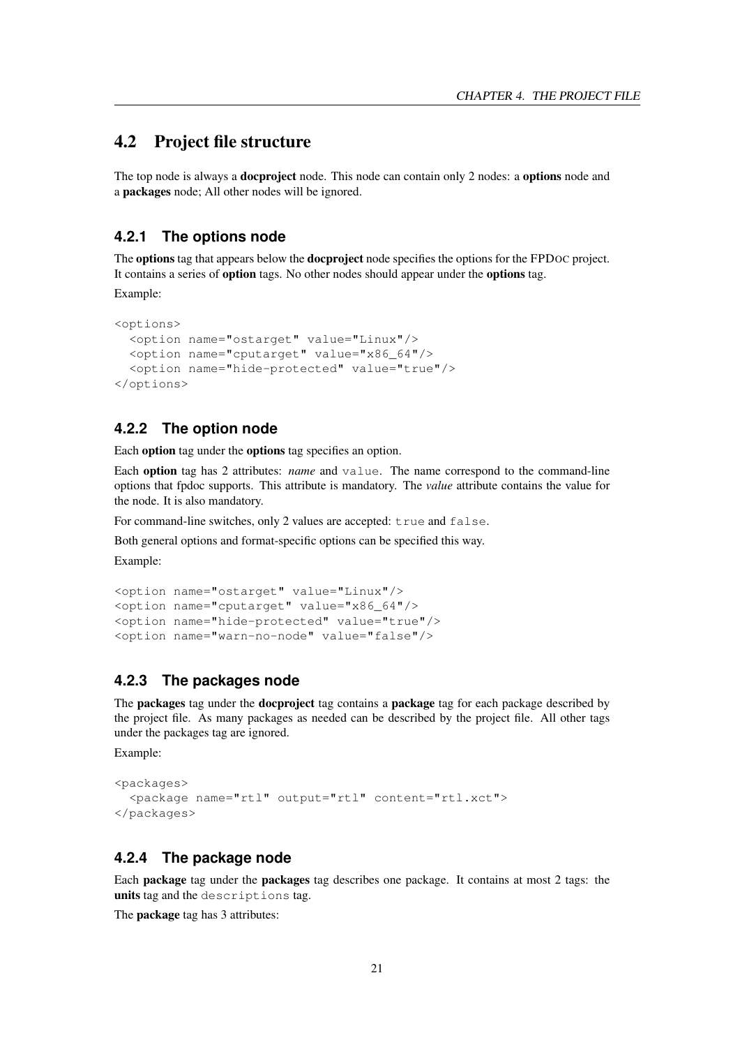## 4.2 Project file structure

The top node is always a **docproject** node. This node can contain only 2 nodes: a **options** node and a **packages** node; All other nodes will be ignored.

### 4.2.1 The options node

The **options** tag that appears below the **docproject** node specifies the options for the FPDOC project. It contains a series of **option** tags. No other nodes should appear under the **options** tag.

Example:

```
<options>
  <option name="ostarget" value="Linux"/>
  <option name="cputarget" value="x86_64"/>
  <option name="hide-protected" value="true"/>
</options>
```

### 4.2.2 The option node

Each **option** tag under the **options** tag specifies an option.

Each **option** tag has 2 attributes: *name* and `value`. The name correspond to the command-line options that fpdoc supports. This attribute is mandatory. The *value* attribute contains the value for the node. It is also mandatory.

For command-line switches, only 2 values are accepted: `true` and `false`.

Both general options and format-specific options can be specified this way.

Example:

```
<option name="ostarget" value="Linux"/>
<option name="cputarget" value="x86_64"/>
<option name="hide-protected" value="true"/>
<option name="warn-no-node" value="false"/>
```

### 4.2.3 The packages node

The **packages** tag under the **docproject** tag contains a **package** tag for each package described by the project file. As many packages as needed can be described by the project file. All other tags under the packages tag are ignored.

Example:

```
<packages>
  <package name="rtl" output="rtl" content="rtl.xct">
</packages>
```

### 4.2.4 The package node

Each **package** tag under the **packages** tag describes one package. It contains at most 2 tags: the **units** tag and the `descriptions` tag.

The **package** tag has 3 attributes: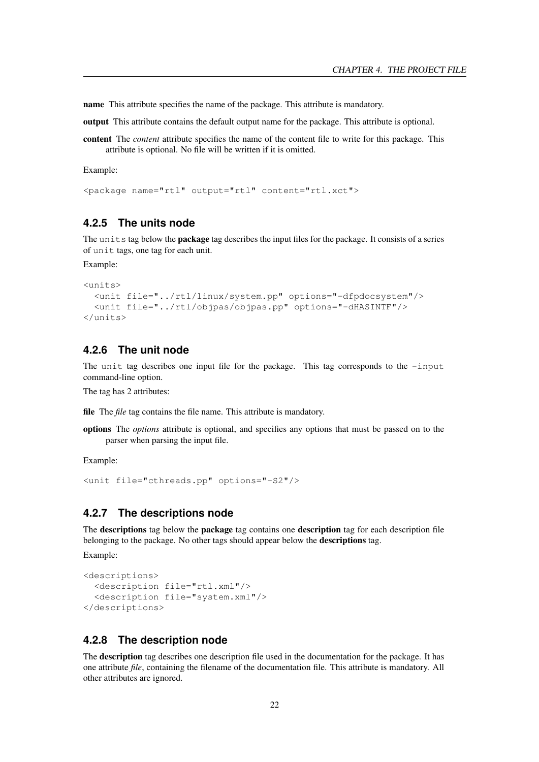**name** This attribute specifies the name of the package. This attribute is mandatory.

**output** This attribute contains the default output name for the package. This attribute is optional.

**content** The *content* attribute specifies the name of the content file to write for this package. This attribute is optional. No file will be written if it is omitted.

Example:

```
<package name="rtl" output="rtl" content="rtl.xct">
```

### 4.2.5 The units node

The `units` tag below the **package** tag describes the input files for the package. It consists of a series of `unit` tags, one tag for each unit.

Example:

```
<units>
  <unit file="../rtl/linux/system.pp" options="-dfpdocsystem"/>
  <unit file="../rtl/objpas/objpas.pp" options="-dHASINTF"/>
</units>
```

### 4.2.6 The unit node

The `unit` tag describes one input file for the package. This tag corresponds to the `-input` command-line option.

The tag has 2 attributes:

**file** The *file* tag contains the file name. This attribute is mandatory.

**options** The *options* attribute is optional, and specifies any options that must be passed on to the parser when parsing the input file.

Example:

```
<unit file="cthreads.pp" options="-S2"/>
```

### 4.2.7 The descriptions node

The **descriptions** tag below the **package** tag contains one **description** tag for each description file belonging to the package. No other tags should appear below the **descriptions** tag.

Example:

```
<descriptions>
  <description file="rtl.xml"/>
  <description file="system.xml"/>
</descriptions>
```

### 4.2.8 The description node

The **description** tag describes one description file used in the documentation for the package. It has one attribute *file*, containing the filename of the documentation file. This attribute is mandatory. All other attributes are ignored.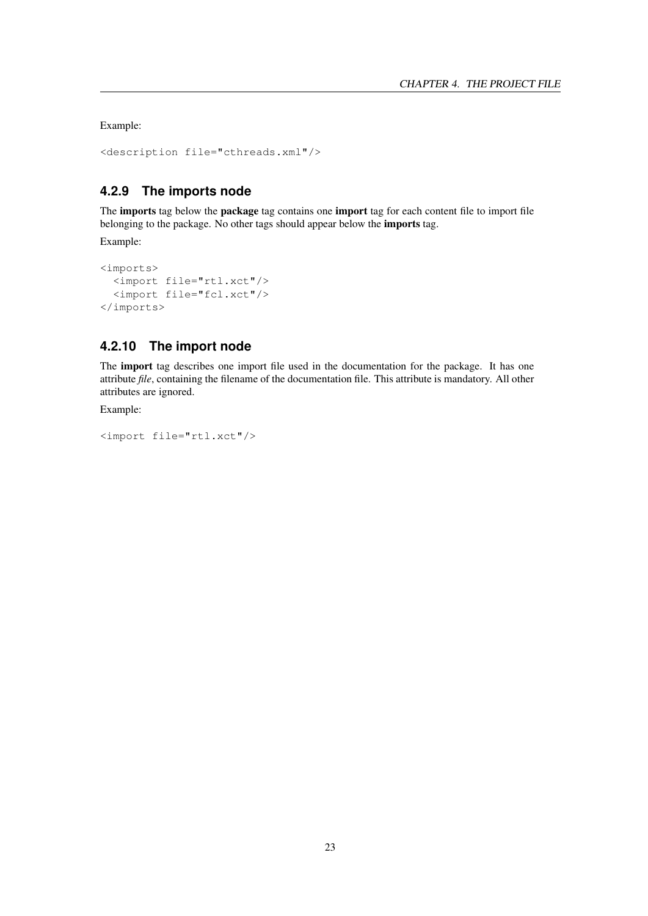Example:

```
<description file="cthreads.xml"/>
```

### 4.2.9 The imports node

The **imports** tag below the **package** tag contains one **import** tag for each content file to import file belonging to the package. No other tags should appear below the **imports** tag.

Example:

```
<imports>
  <import file="rtl.xct"/>
  <import file="fcl.xct"/>
</imports>
```

### 4.2.10 The import node

The **import** tag describes one import file used in the documentation for the package. It has one attribute *file*, containing the filename of the documentation file. This attribute is mandatory. All other attributes are ignored.

Example:

```
<import file="rtl.xct"/>
```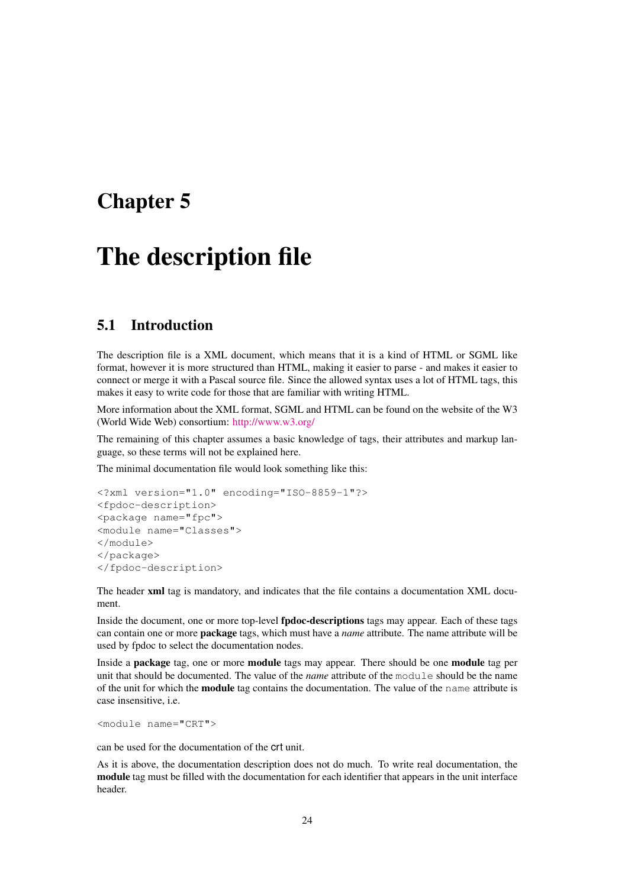# Chapter 5

# The description file

## 5.1 Introduction

The description file is a XML document, which means that it is a kind of HTML or SGML like format, however it is more structured than HTML, making it easier to parse - and makes it easier to connect or merge it with a Pascal source file. Since the allowed syntax uses a lot of HTML tags, this makes it easy to write code for those that are familiar with writing HTML.

More information about the XML format, SGML and HTML can be found on the website of the W3 (World Wide Web) consortium: http://www.w3.org/

The remaining of this chapter assumes a basic knowledge of tags, their attributes and markup language, so these terms will not be explained here.

The minimal documentation file would look something like this:

```
<?xml version="1.0" encoding="ISO-8859-1"?>
<fpdoc-description>
<package name="fpc">
<module name="Classes">
</module>
</package>
</fpdoc-description>
```

The header **xml** tag is mandatory, and indicates that the file contains a documentation XML document.

Inside the document, one or more top-level **fpdoc-descriptions** tags may appear. Each of these tags can contain one or more **package** tags, which must have a *name* attribute. The name attribute will be used by fpdoc to select the documentation nodes.

Inside a **package** tag, one or more **module** tags may appear. There should be one **module** tag per unit that should be documented. The value of the *name* attribute of the `module` should be the name of the unit for which the **module** tag contains the documentation. The value of the `name` attribute is case insensitive, i.e.

```
<module name="CRT">
```

can be used for the documentation of the crt unit.

As it is above, the documentation description does not do much. To write real documentation, the **module** tag must be filled with the documentation for each identifier that appears in the unit interface header.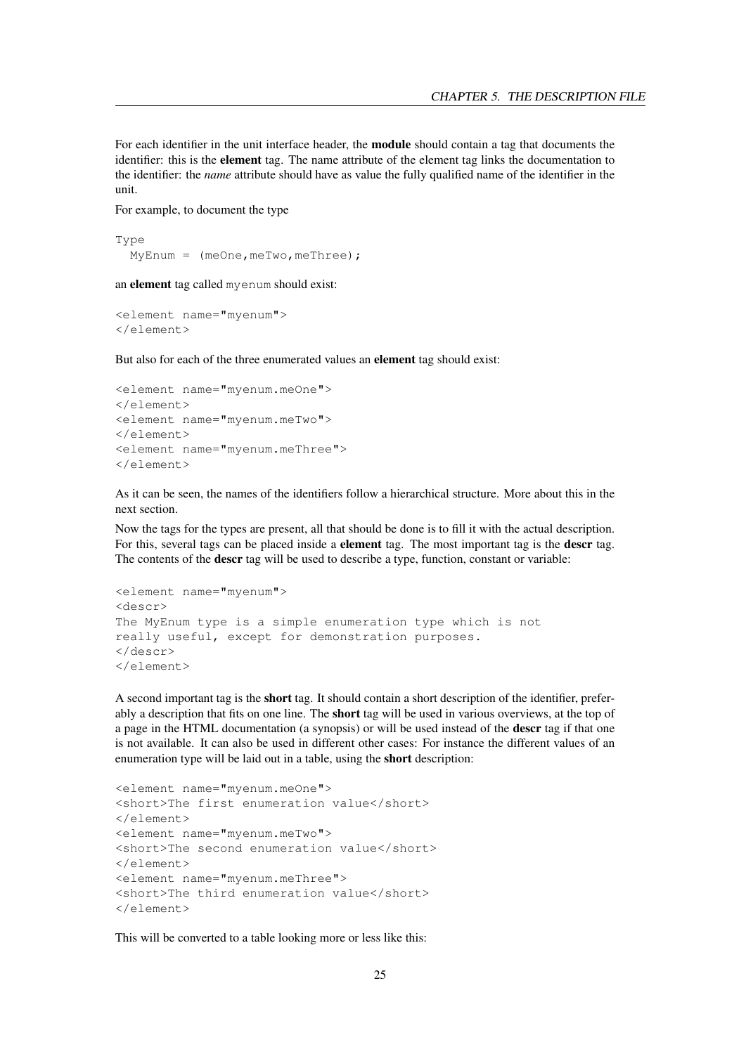For each identifier in the unit interface header, the **module** should contain a tag that documents the identifier: this is the **element** tag. The name attribute of the element tag links the documentation to the identifier: the *name* attribute should have as value the fully qualified name of the identifier in the unit.

For example, to document the type

```
Type
  MyEnum = (meOne,meTwo,meThree);
```

an **element** tag called `myenum` should exist:

```
<element name="myenum">
</element>
```

But also for each of the three enumerated values an **element** tag should exist:

```
<element name="myenum.meOne">
</element>
<element name="myenum.meTwo">
</element>
<element name="myenum.meThree">
</element>
```

As it can be seen, the names of the identifiers follow a hierarchical structure. More about this in the next section.

Now the tags for the types are present, all that should be done is to fill it with the actual description. For this, several tags can be placed inside a **element** tag. The most important tag is the **descr** tag. The contents of the **descr** tag will be used to describe a type, function, constant or variable:

```
<element name="myenum">
<descr>
The MyEnum type is a simple enumeration type which is not
really useful, except for demonstration purposes.
</descr>
</element>
```

A second important tag is the **short** tag. It should contain a short description of the identifier, preferably a description that fits on one line. The **short** tag will be used in various overviews, at the top of a page in the HTML documentation (a synopsis) or will be used instead of the **descr** tag if that one is not available. It can also be used in different other cases: For instance the different values of an enumeration type will be laid out in a table, using the **short** description:

```
<element name="myenum.meOne">
<short>The first enumeration value</short>
</element>
<element name="myenum.meTwo">
<short>The second enumeration value</short>
</element>
<element name="myenum.meThree">
<short>The third enumeration value</short>
</element>
```

This will be converted to a table looking more or less like this: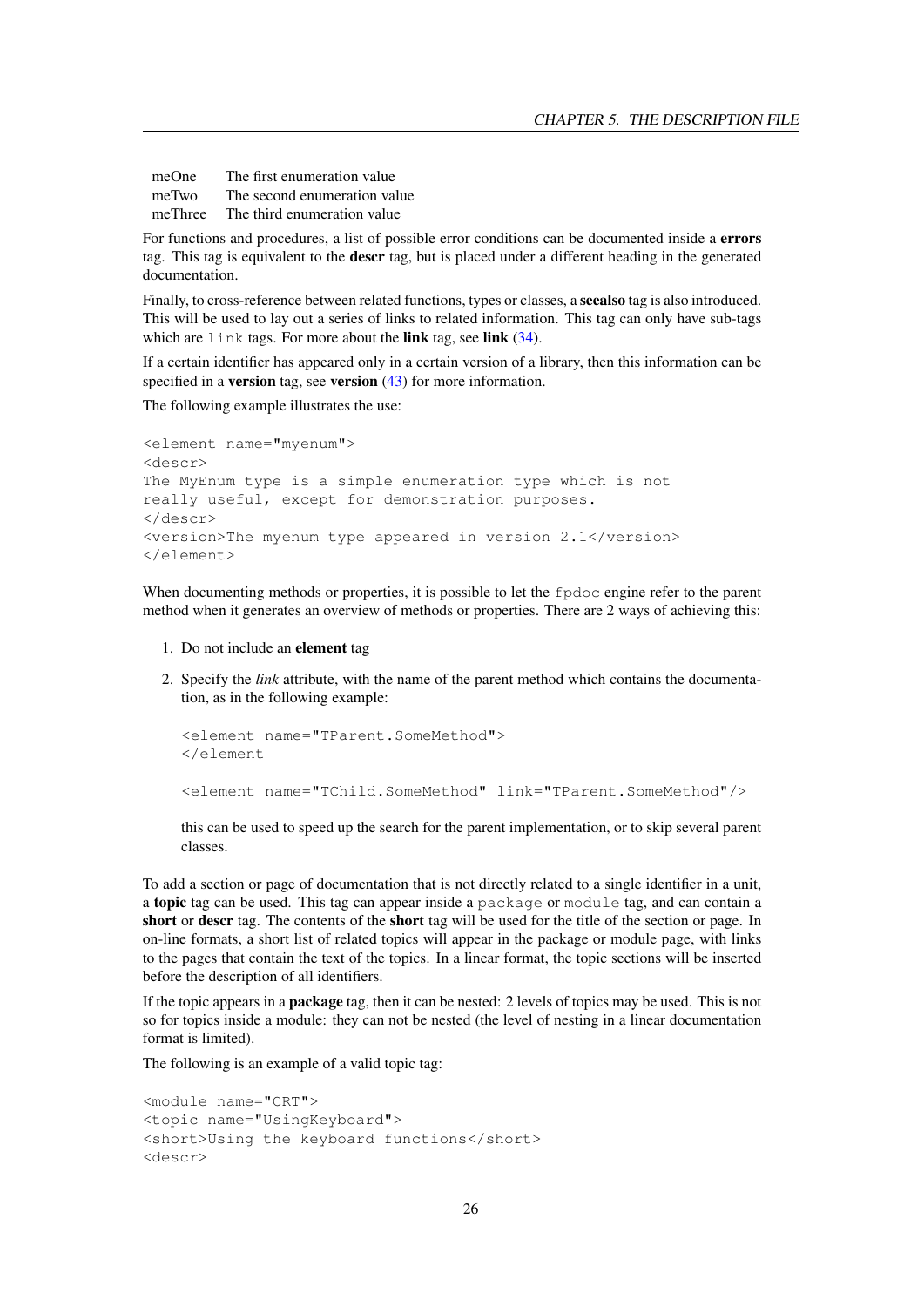| | |
|---|---|
| meOne | The first enumeration value |
| meTwo | The second enumeration value |
| meThree | The third enumeration value |

For functions and procedures, a list of possible error conditions can be documented inside a **errors** tag. This tag is equivalent to the **descr** tag, but is placed under a different heading in the generated documentation.

Finally, to cross-reference between related functions, types or classes, a **seealso** tag is also introduced. This will be used to lay out a series of links to related information. This tag can only have sub-tags which are `link` tags. For more about the **link** tag, see **link** (34).

If a certain identifier has appeared only in a certain version of a library, then this information can be specified in a **version** tag, see **version** (43) for more information.

The following example illustrates the use:

```
<element name="myenum">
<descr>
The MyEnum type is a simple enumeration type which is not
really useful, except for demonstration purposes.
</descr>
<version>The myenum type appeared in version 2.1</version>
</element>
```

When documenting methods or properties, it is possible to let the `fpdoc` engine refer to the parent method when it generates an overview of methods or properties. There are 2 ways of achieving this:

1. Do not include an **element** tag
2. Specify the *link* attribute, with the name of the parent method which contains the documentation, as in the following example:

   ```
   <element name="TParent.SomeMethod">
   </element

   <element name="TChild.SomeMethod" link="TParent.SomeMethod"/>
   ```

   this can be used to speed up the search for the parent implementation, or to skip several parent classes.

To add a section or page of documentation that is not directly related to a single identifier in a unit, a **topic** tag can be used. This tag can appear inside a `package` or `module` tag, and can contain a **short** or **descr** tag. The contents of the **short** tag will be used for the title of the section or page. In on-line formats, a short list of related topics will appear in the package or module page, with links to the pages that contain the text of the topics. In a linear format, the topic sections will be inserted before the description of all identifiers.

If the topic appears in a **package** tag, then it can be nested: 2 levels of topics may be used. This is not so for topics inside a module: they can not be nested (the level of nesting in a linear documentation format is limited).

The following is an example of a valid topic tag:

```
<module name="CRT">
<topic name="UsingKeyboard">
<short>Using the keyboard functions</short>
<descr>
```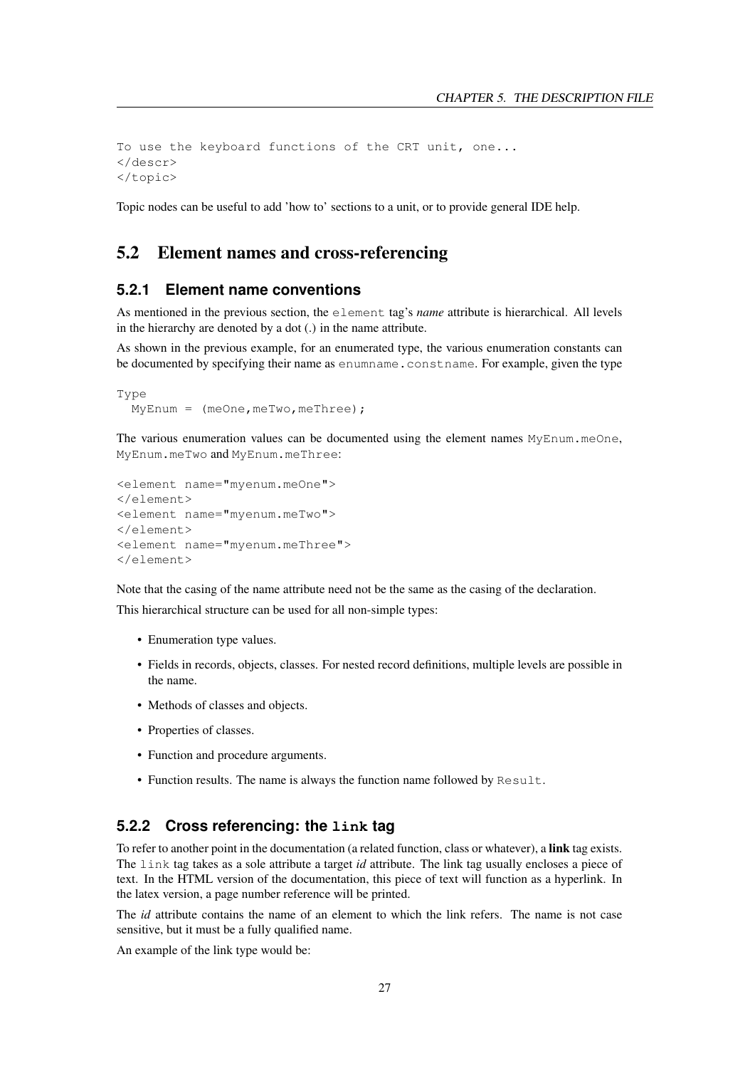```
To use the keyboard functions of the CRT unit, one...
</descr>
</topic>
```

Topic nodes can be useful to add 'how to' sections to a unit, or to provide general IDE help.

## 5.2 Element names and cross-referencing

### 5.2.1 Element name conventions

As mentioned in the previous section, the `element` tag's *name* attribute is hierarchical. All levels in the hierarchy are denoted by a dot (.) in the name attribute.

As shown in the previous example, for an enumerated type, the various enumeration constants can be documented by specifying their name as `enumname.constname`. For example, given the type

```
Type
  MyEnum = (meOne,meTwo,meThree);
```

The various enumeration values can be documented using the element names `MyEnum.meOne`, `MyEnum.meTwo` and `MyEnum.meThree`:

```
<element name="myenum.meOne">
</element>
<element name="myenum.meTwo">
</element>
<element name="myenum.meThree">
</element>
```

Note that the casing of the name attribute need not be the same as the casing of the declaration.

This hierarchical structure can be used for all non-simple types:

- Enumeration type values.
- Fields in records, objects, classes. For nested record definitions, multiple levels are possible in the name.
- Methods of classes and objects.
- Properties of classes.
- Function and procedure arguments.
- Function results. The name is always the function name followed by `Result`.

### 5.2.2 Cross referencing: the `link` tag

To refer to another point in the documentation (a related function, class or whatever), a **link** tag exists. The `link` tag takes as a sole attribute a target *id* attribute. The link tag usually encloses a piece of text. In the HTML version of the documentation, this piece of text will function as a hyperlink. In the latex version, a page number reference will be printed.

The *id* attribute contains the name of an element to which the link refers. The name is not case sensitive, but it must be a fully qualified name.

An example of the link type would be: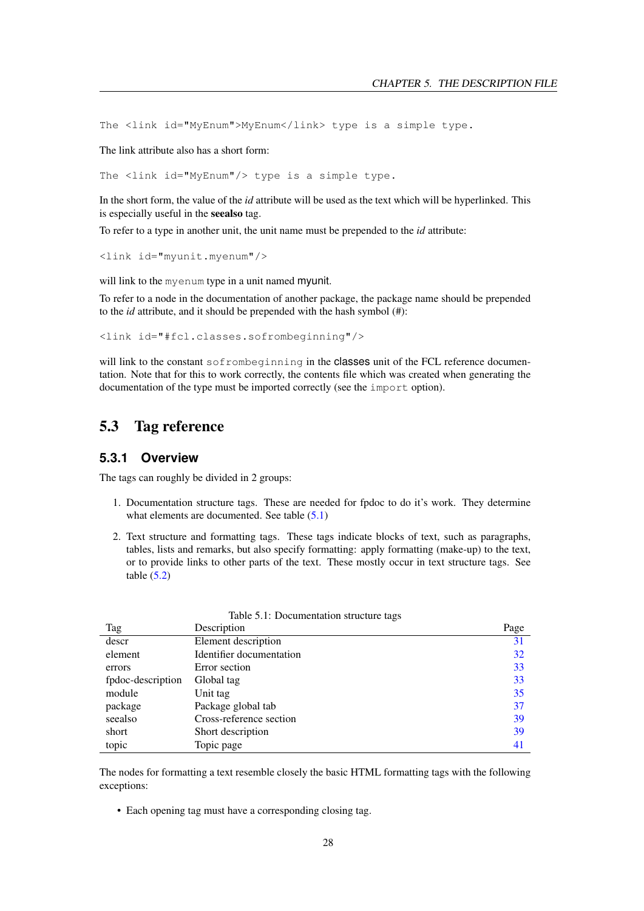```
The <link id="MyEnum">MyEnum</link> type is a simple type.
```

The link attribute also has a short form:

```
The <link id="MyEnum"/> type is a simple type.
```

In the short form, the value of the *id* attribute will be used as the text which will be hyperlinked. This is especially useful in the **seealso** tag.

To refer to a type in another unit, the unit name must be prepended to the *id* attribute:

```
<link id="myunit.myenum"/>
```

will link to the `myenum` type in a unit named myunit.

To refer to a node in the documentation of another package, the package name should be prepended to the *id* attribute, and it should be prepended with the hash symbol (#):

```
<link id="#fcl.classes.sofrombeginning"/>
```

will link to the constant `sofrombeginning` in the classes unit of the FCL reference documentation. Note that for this to work correctly, the contents file which was created when generating the documentation of the type must be imported correctly (see the `import` option).

## 5.3 Tag reference

### 5.3.1 Overview

The tags can roughly be divided in 2 groups:

1. Documentation structure tags. These are needed for fpdoc to do it's work. They determine what elements are documented. See table (5.1)

2. Text structure and formatting tags. These tags indicate blocks of text, such as paragraphs, tables, lists and remarks, but also specify formatting: apply formatting (make-up) to the text, or to provide links to other parts of the text. These mostly occur in text structure tags. See table (5.2)

Table 5.1: Documentation structure tags

| Tag | Description | Page |
|---|---|---|
| descr | Element description | 31 |
| element | Identifier documentation | 32 |
| errors | Error section | 33 |
| fpdoc-description | Global tag | 33 |
| module | Unit tag | 35 |
| package | Package global tab | 37 |
| seealso | Cross-reference section | 39 |
| short | Short description | 39 |
| topic | Topic page | 41 |

The nodes for formatting a text resemble closely the basic HTML formatting tags with the following exceptions:

- Each opening tag must have a corresponding closing tag.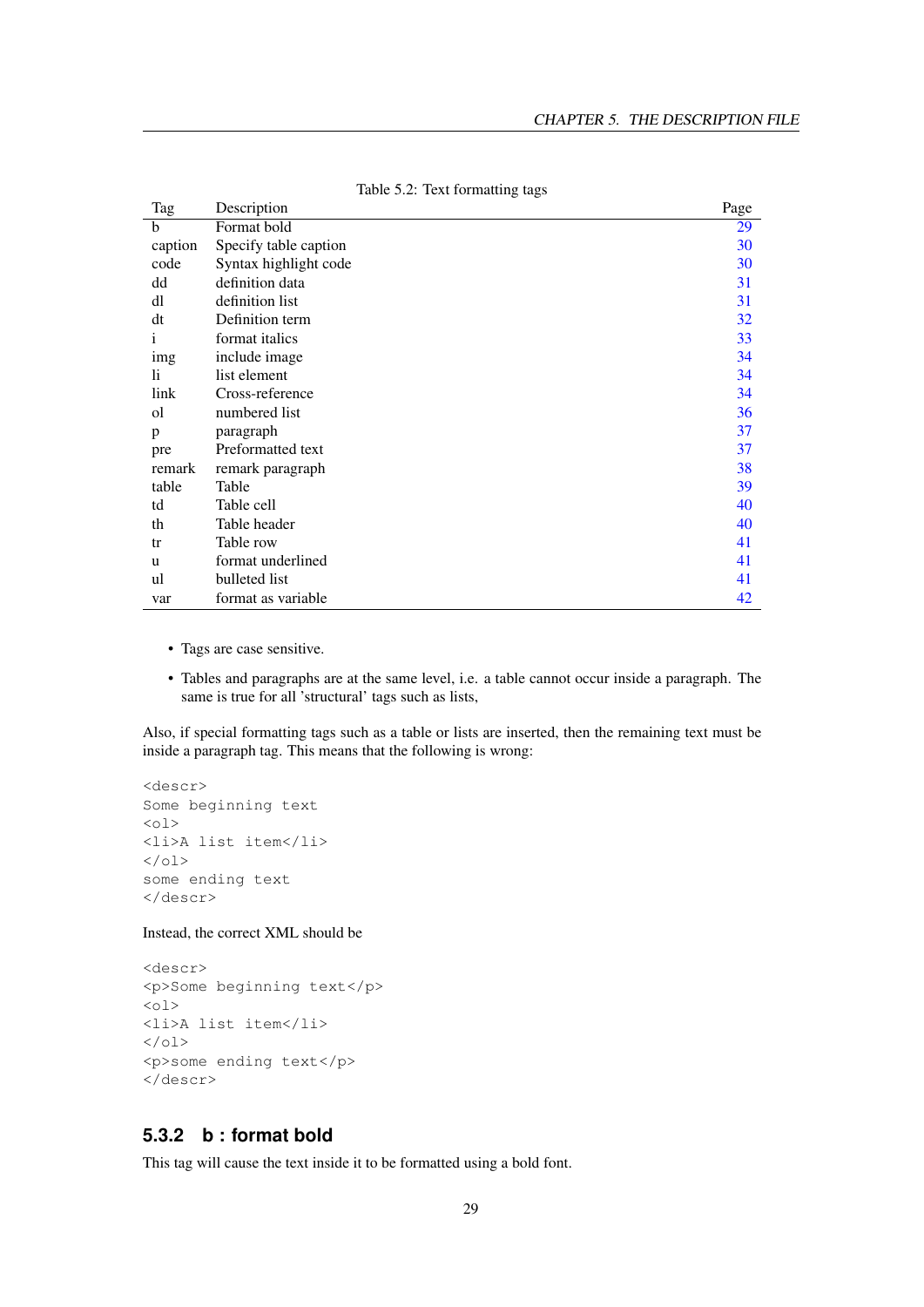Table 5.2: Text formatting tags

| Tag | Description | Page |
|---|---|---|
| b | Format bold | 29 |
| caption | Specify table caption | 30 |
| code | Syntax highlight code | 30 |
| dd | definition data | 31 |
| dl | definition list | 31 |
| dt | Definition term | 32 |
| i | format italics | 33 |
| img | include image | 34 |
| li | list element | 34 |
| link | Cross-reference | 34 |
| ol | numbered list | 36 |
| p | paragraph | 37 |
| pre | Preformatted text | 37 |
| remark | remark paragraph | 38 |
| table | Table | 39 |
| td | Table cell | 40 |
| th | Table header | 40 |
| tr | Table row | 41 |
| u | format underlined | 41 |
| ul | bulleted list | 41 |
| var | format as variable | 42 |

- Tags are case sensitive.
- Tables and paragraphs are at the same level, i.e. a table cannot occur inside a paragraph. The same is true for all 'structural' tags such as lists,

Also, if special formatting tags such as a table or lists are inserted, then the remaining text must be inside a paragraph tag. This means that the following is wrong:

```
<descr>
Some beginning text
<ol>
<li>A list item</li>
</ol>
some ending text
</descr>
```

Instead, the correct XML should be

```
<descr>
<p>Some beginning text</p>
<ol>
<li>A list item</li>
</ol>
<p>some ending text</p>
</descr>
```

### 5.3.2 b : format bold

This tag will cause the text inside it to be formatted using a bold font.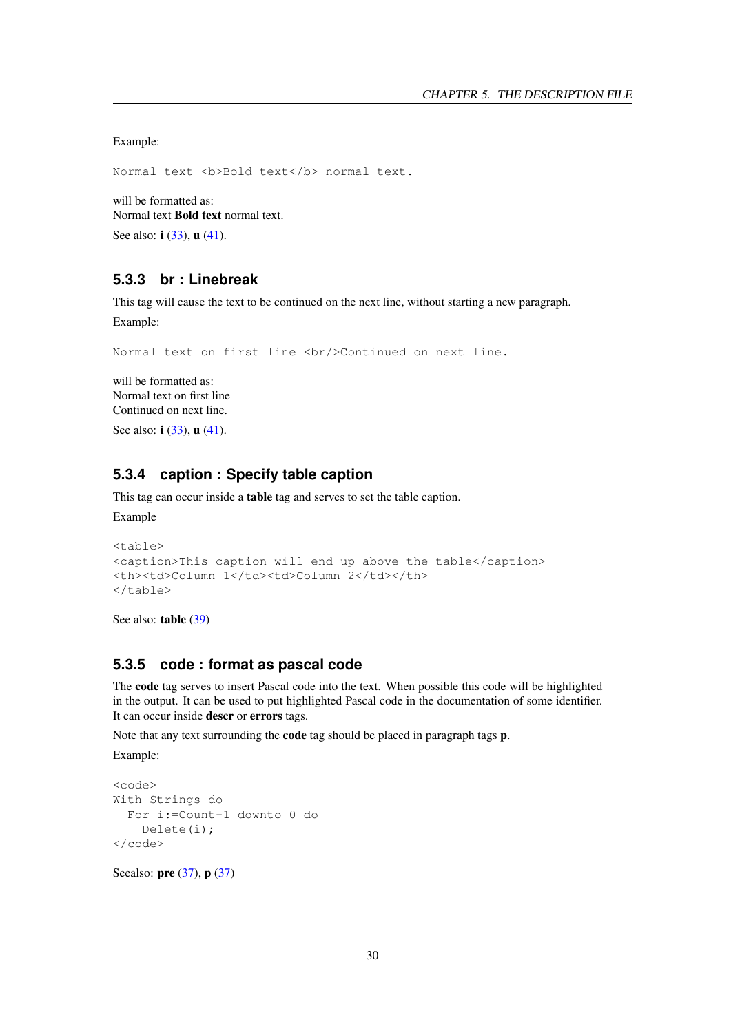Example:

```
Normal text <b>Bold text</b> normal text.
```

will be formatted as:
Normal text **Bold text** normal text.

See also: **i** (33), **u** (41).

### 5.3.3 br : Linebreak

This tag will cause the text to be continued on the next line, without starting a new paragraph.

Example:

```
Normal text on first line <br/>Continued on next line.
```

will be formatted as:
Normal text on first line
Continued on next line.

See also: **i** (33), **u** (41).

### 5.3.4 caption : Specify table caption

This tag can occur inside a **table** tag and serves to set the table caption.

Example

```
<table>
<caption>This caption will end up above the table</caption>
<th><td>Column 1</td><td>Column 2</td></th>
</table>
```

See also: **table** (39)

### 5.3.5 code : format as pascal code

The **code** tag serves to insert Pascal code into the text. When possible this code will be highlighted in the output. It can be used to put highlighted Pascal code in the documentation of some identifier. It can occur inside **descr** or **errors** tags.

Note that any text surrounding the **code** tag should be placed in paragraph tags **p**.

Example:

```
<code>
With Strings do
  For i:=Count-1 downto 0 do
    Delete(i);
</code>
```

Seealso: **pre** (37), **p** (37)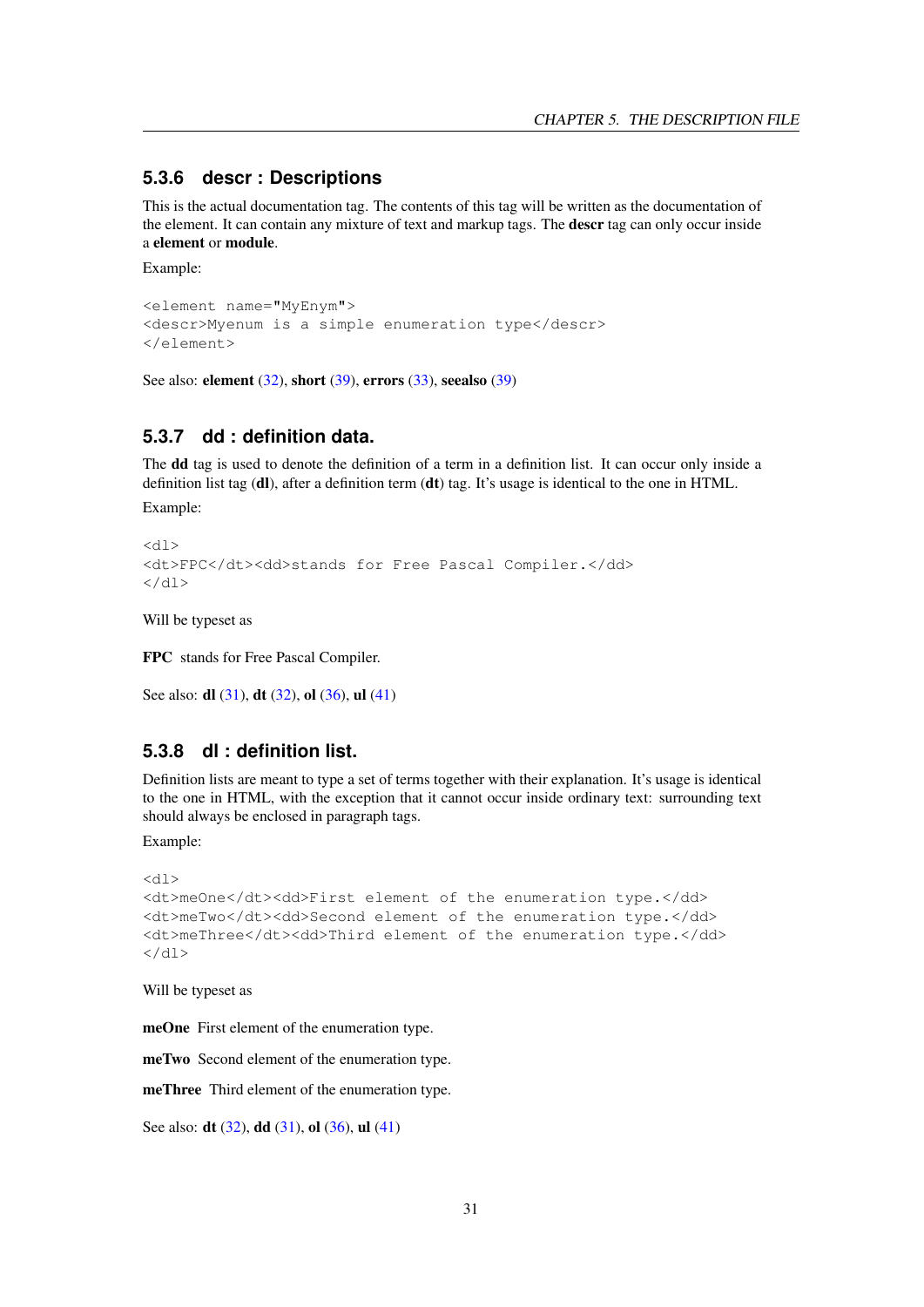### 5.3.6 descr : Descriptions

This is the actual documentation tag. The contents of this tag will be written as the documentation of the element. It can contain any mixture of text and markup tags. The **descr** tag can only occur inside a **element** or **module**.

Example:

```
<element name="MyEnym">
<descr>Myenum is a simple enumeration type</descr>
</element>
```

See also: **element** (32), **short** (39), **errors** (33), **seealso** (39)

### 5.3.7 dd : definition data.

The **dd** tag is used to denote the definition of a term in a definition list. It can occur only inside a definition list tag (**dl**), after a definition term (**dt**) tag. It's usage is identical to the one in HTML.

Example:

```
<dl>
<dt>FPC</dt><dd>stands for Free Pascal Compiler.</dd>
</dl>
```

Will be typeset as

**FPC** stands for Free Pascal Compiler.

See also: **dl** (31), **dt** (32), **ol** (36), **ul** (41)

### 5.3.8 dl : definition list.

Definition lists are meant to type a set of terms together with their explanation. It's usage is identical to the one in HTML, with the exception that it cannot occur inside ordinary text: surrounding text should always be enclosed in paragraph tags.

Example:

```
<dl>
<dt>meOne</dt><dd>First element of the enumeration type.</dd>
<dt>meTwo</dt><dd>Second element of the enumeration type.</dd>
<dt>meThree</dt><dd>Third element of the enumeration type.</dd>
</dl>
```

Will be typeset as

**meOne** First element of the enumeration type.

**meTwo** Second element of the enumeration type.

**meThree** Third element of the enumeration type.

See also: **dt** (32), **dd** (31), **ol** (36), **ul** (41)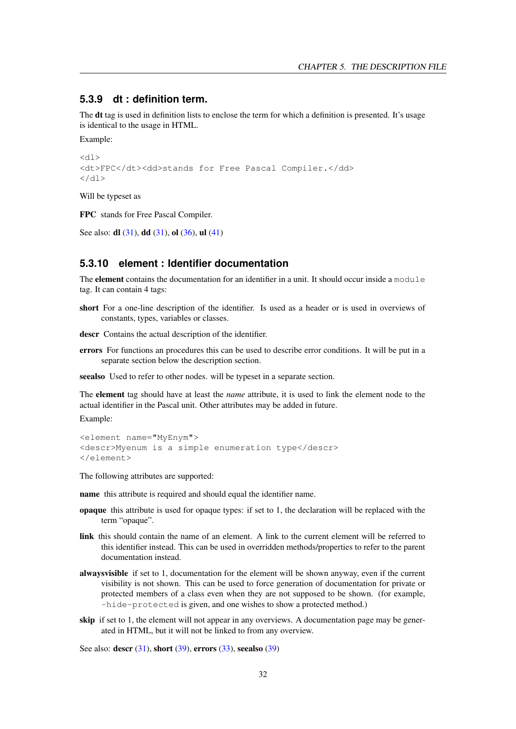### 5.3.9 dt : definition term.

The **dt** tag is used in definition lists to enclose the term for which a definition is presented. It's usage is identical to the usage in HTML.

Example:

```
<dl>
<dt>FPC</dt><dd>stands for Free Pascal Compiler.</dd>
</dl>
```

Will be typeset as

**FPC** stands for Free Pascal Compiler.

See also: **dl** (31), **dd** (31), **ol** (36), **ul** (41)

### 5.3.10 element : Identifier documentation

The **element** contains the documentation for an identifier in a unit. It should occur inside a `module` tag. It can contain 4 tags:

**short** For a one-line description of the identifier. Is used as a header or is used in overviews of constants, types, variables or classes.

**descr** Contains the actual description of the identifier.

**errors** For functions an procedures this can be used to describe error conditions. It will be put in a separate section below the description section.

**seealso** Used to refer to other nodes. will be typeset in a separate section.

The **element** tag should have at least the *name* attribute, it is used to link the element node to the actual identifier in the Pascal unit. Other attributes may be added in future.

Example:

```
<element name="MyEnym">
<descr>Myenum is a simple enumeration type</descr>
</element>
```

The following attributes are supported:

**name** this attribute is required and should equal the identifier name.

**opaque** this attribute is used for opaque types: if set to 1, the declaration will be replaced with the term "opaque".

**link** this should contain the name of an element. A link to the current element will be referred to this identifier instead. This can be used in overridden methods/properties to refer to the parent documentation instead.

**alwaysvisible** if set to 1, documentation for the element will be shown anyway, even if the current visibility is not shown. This can be used to force generation of documentation for private or protected members of a class even when they are not supposed to be shown. (for example, `-hide-protected` is given, and one wishes to show a protected method.)

**skip** if set to 1, the element will not appear in any overviews. A documentation page may be generated in HTML, but it will not be linked to from any overview.

See also: **descr** (31), **short** (39), **errors** (33), **seealso** (39)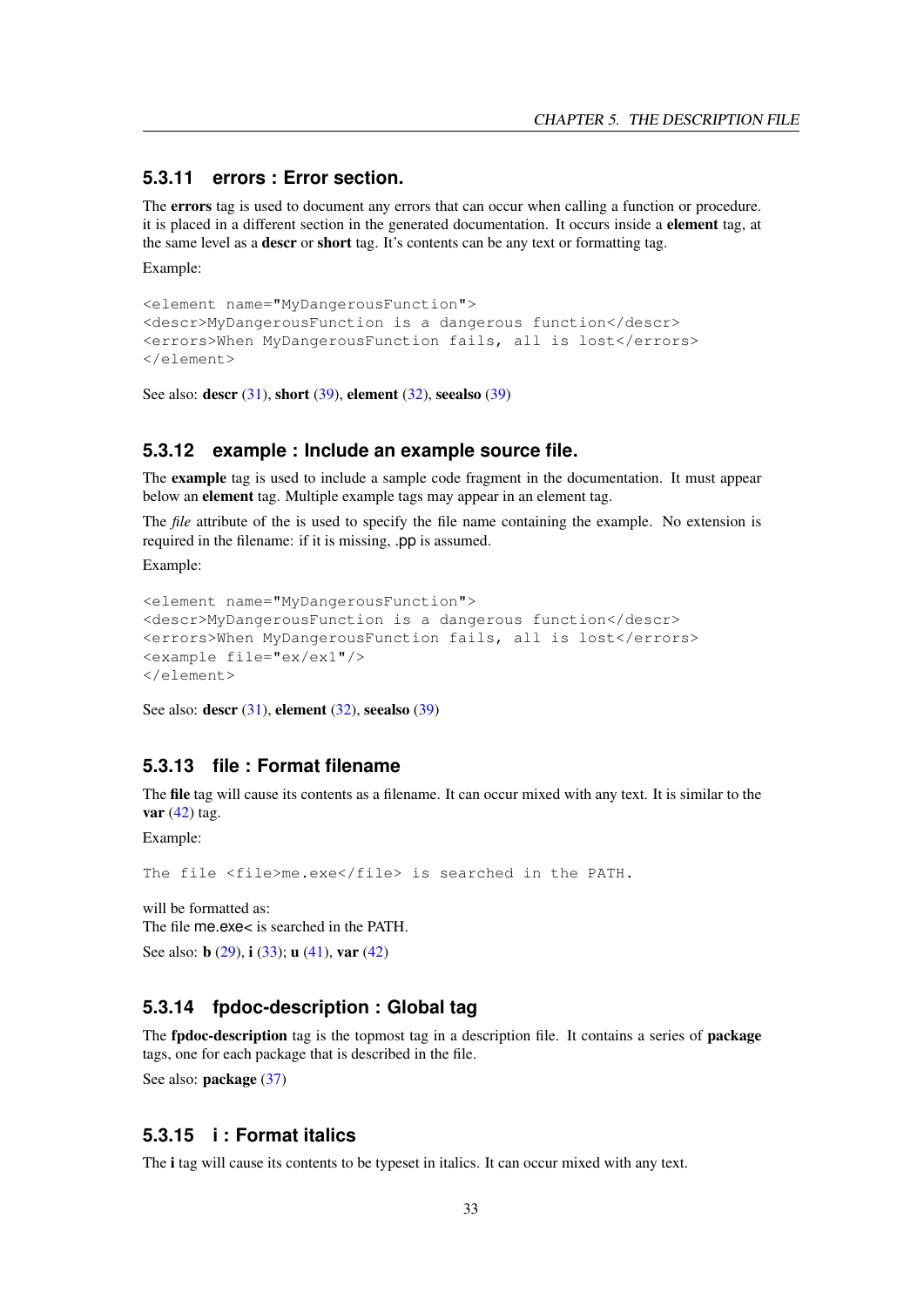### 5.3.11 errors : Error section.

The **errors** tag is used to document any errors that can occur when calling a function or procedure. it is placed in a different section in the generated documentation. It occurs inside a **element** tag, at the same level as a **descr** or **short** tag. It's contents can be any text or formatting tag.

Example:

```
<element name="MyDangerousFunction">
<descr>MyDangerousFunction is a dangerous function</descr>
<errors>When MyDangerousFunction fails, all is lost</errors>
</element>
```

See also: **descr** (31), **short** (39), **element** (32), **seealso** (39)

### 5.3.12 example : Include an example source file.

The **example** tag is used to include a sample code fragment in the documentation. It must appear below an **element** tag. Multiple example tags may appear in an element tag.

The *file* attribute of the is used to specify the file name containing the example. No extension is required in the filename: if it is missing, .pp is assumed.

Example:

```
<element name="MyDangerousFunction">
<descr>MyDangerousFunction is a dangerous function</descr>
<errors>When MyDangerousFunction fails, all is lost</errors>
<example file="ex/ex1"/>
</element>
```

See also: **descr** (31), **element** (32), **seealso** (39)

### 5.3.13 file : Format filename

The **file** tag will cause its contents as a filename. It can occur mixed with any text. It is similar to the **var** (42) tag.

Example:

```
The file <file>me.exe</file> is searched in the PATH.
```

will be formatted as:
The file me.exe< is searched in the PATH.

See also: **b** (29), **i** (33); **u** (41), **var** (42)

### 5.3.14 fpdoc-description : Global tag

The **fpdoc-description** tag is the topmost tag in a description file. It contains a series of **package** tags, one for each package that is described in the file.

See also: **package** (37)

### 5.3.15 i : Format italics

The **i** tag will cause its contents to be typeset in italics. It can occur mixed with any text.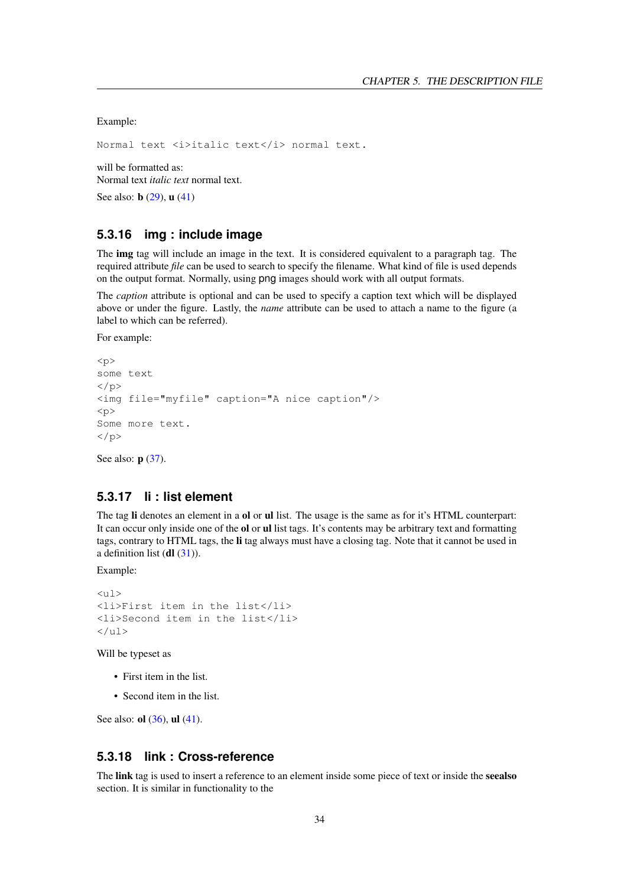Example:

```
Normal text <i>italic text</i> normal text.
```

will be formatted as:
Normal text *italic text* normal text.

See also: **b** (29), **u** (41)

### 5.3.16 img : include image

The **img** tag will include an image in the text. It is considered equivalent to a paragraph tag. The required attribute *file* can be used to search to specify the filename. What kind of file is used depends on the output format. Normally, using png images should work with all output formats.

The *caption* attribute is optional and can be used to specify a caption text which will be displayed above or under the figure. Lastly, the *name* attribute can be used to attach a name to the figure (a label to which can be referred).

For example:

```
<p>
some text
</p>
<img file="myfile" caption="A nice caption"/>
<p>
Some more text.
</p>
```

See also: **p** (37).

### 5.3.17 li : list element

The tag **li** denotes an element in a **ol** or **ul** list. The usage is the same as for it's HTML counterpart: It can occur only inside one of the **ol** or **ul** list tags. It's contents may be arbitrary text and formatting tags, contrary to HTML tags, the **li** tag always must have a closing tag. Note that it cannot be used in a definition list (**dl** (31)).

Example:

```
<ul>
<li>First item in the list</li>
<li>Second item in the list</li>
</ul>
```

Will be typeset as

- First item in the list.
- Second item in the list.

See also: **ol** (36), **ul** (41).

### 5.3.18 link : Cross-reference

The **link** tag is used to insert a reference to an element inside some piece of text or inside the **seealso** section. It is similar in functionality to the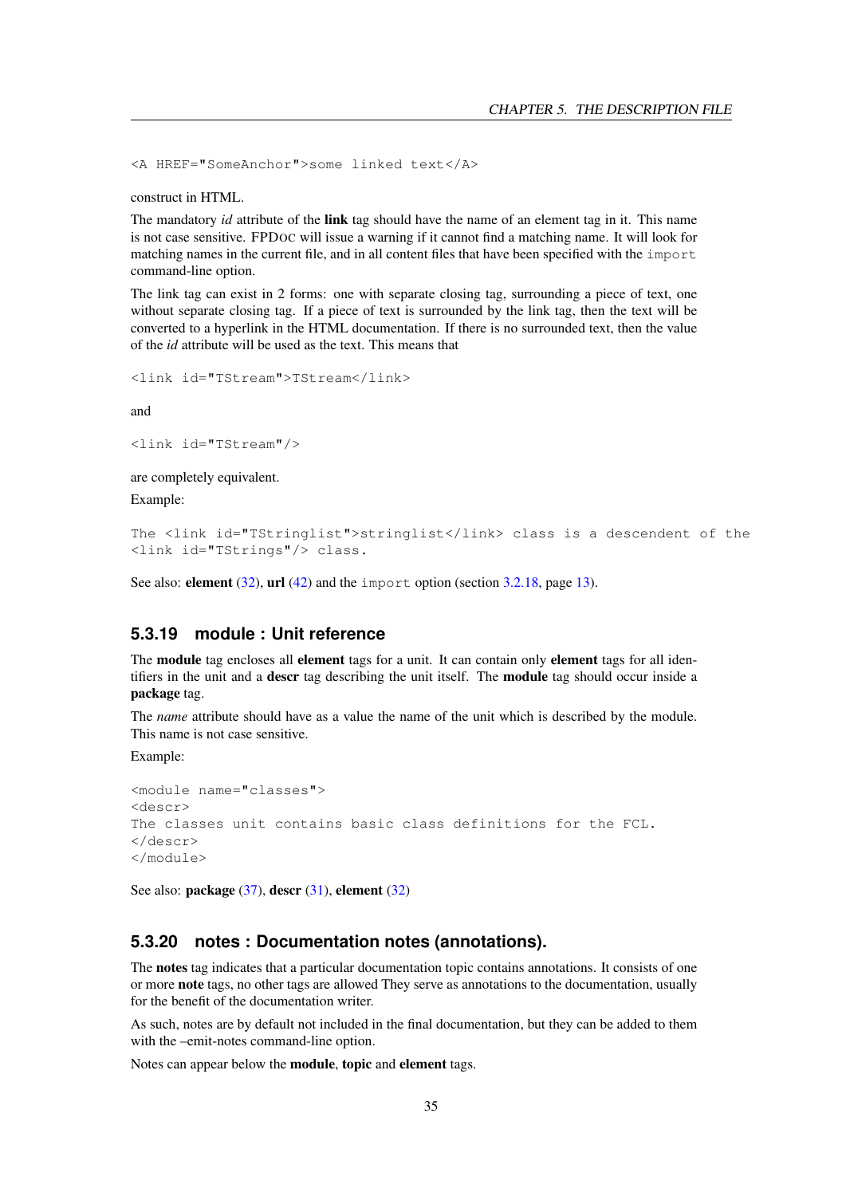```
<A HREF="SomeAnchor">some linked text</A>
```

construct in HTML.

The mandatory *id* attribute of the **link** tag should have the name of an element tag in it. This name is not case sensitive. FPDOC will issue a warning if it cannot find a matching name. It will look for matching names in the current file, and in all content files that have been specified with the `import` command-line option.

The link tag can exist in 2 forms: one with separate closing tag, surrounding a piece of text, one without separate closing tag. If a piece of text is surrounded by the link tag, then the text will be converted to a hyperlink in the HTML documentation. If there is no surrounded text, then the value of the *id* attribute will be used as the text. This means that

```
<link id="TStream">TStream</link>
```

and

```
<link id="TStream"/>
```

are completely equivalent.

Example:

```
The <link id="TStringlist">stringlist</link> class is a descendent of the
<link id="TStrings"/> class.
```

See also: **element** (32), **url** (42) and the `import` option (section 3.2.18, page 13).

### 5.3.19 module : Unit reference

The **module** tag encloses all **element** tags for a unit. It can contain only **element** tags for all identifiers in the unit and a **descr** tag describing the unit itself. The **module** tag should occur inside a **package** tag.

The *name* attribute should have as a value the name of the unit which is described by the module. This name is not case sensitive.

Example:

```
<module name="classes">
<descr>
The classes unit contains basic class definitions for the FCL.
</descr>
</module>
```

See also: **package** (37), **descr** (31), **element** (32)

### 5.3.20 notes : Documentation notes (annotations).

The **notes** tag indicates that a particular documentation topic contains annotations. It consists of one or more **note** tags, no other tags are allowed They serve as annotations to the documentation, usually for the benefit of the documentation writer.

As such, notes are by default not included in the final documentation, but they can be added to them with the –emit-notes command-line option.

Notes can appear below the **module**, **topic** and **element** tags.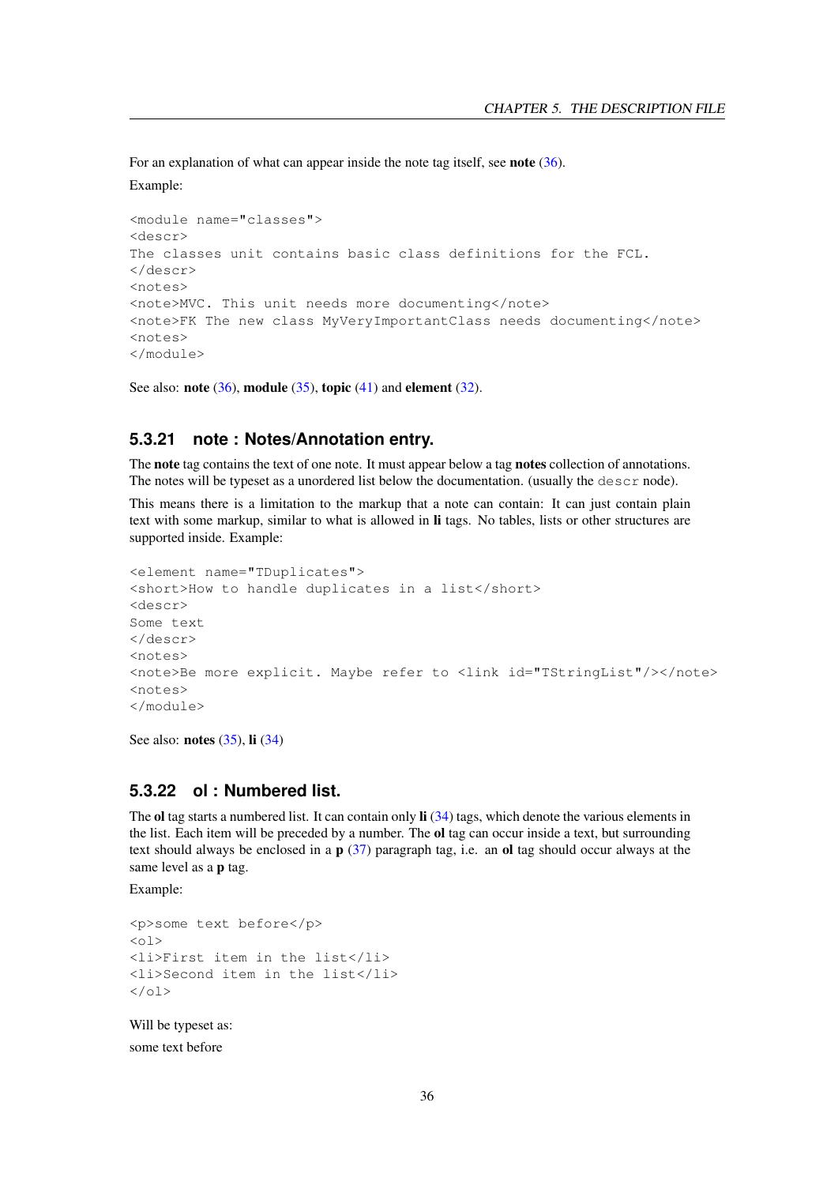For an explanation of what can appear inside the note tag itself, see **note** (36).

Example:

```
<module name="classes">
<descr>
The classes unit contains basic class definitions for the FCL.
</descr>
<notes>
<note>MVC. This unit needs more documenting</note>
<note>FK The new class MyVeryImportantClass needs documenting</note>
<notes>
</module>
```

See also: **note** (36), **module** (35), **topic** (41) and **element** (32).

### 5.3.21 note : Notes/Annotation entry.

The **note** tag contains the text of one note. It must appear below a tag **notes** collection of annotations. The notes will be typeset as a unordered list below the documentation. (usually the `descr` node).

This means there is a limitation to the markup that a note can contain: It can just contain plain text with some markup, similar to what is allowed in **li** tags. No tables, lists or other structures are supported inside. Example:

```
<element name="TDuplicates">
<short>How to handle duplicates in a list</short>
<descr>
Some text
</descr>
<notes>
<note>Be more explicit. Maybe refer to <link id="TStringList"/></note>
<notes>
</module>
```

See also: **notes** (35), **li** (34)

### 5.3.22 ol : Numbered list.

The **ol** tag starts a numbered list. It can contain only **li** (34) tags, which denote the various elements in the list. Each item will be preceded by a number. The **ol** tag can occur inside a text, but surrounding text should always be enclosed in a **p** (37) paragraph tag, i.e. an **ol** tag should occur always at the same level as a **p** tag.

Example:

```
<p>some text before</p>
<ol>
<li>First item in the list</li>
<li>Second item in the list</li>
</ol>
```

Will be typeset as:

some text before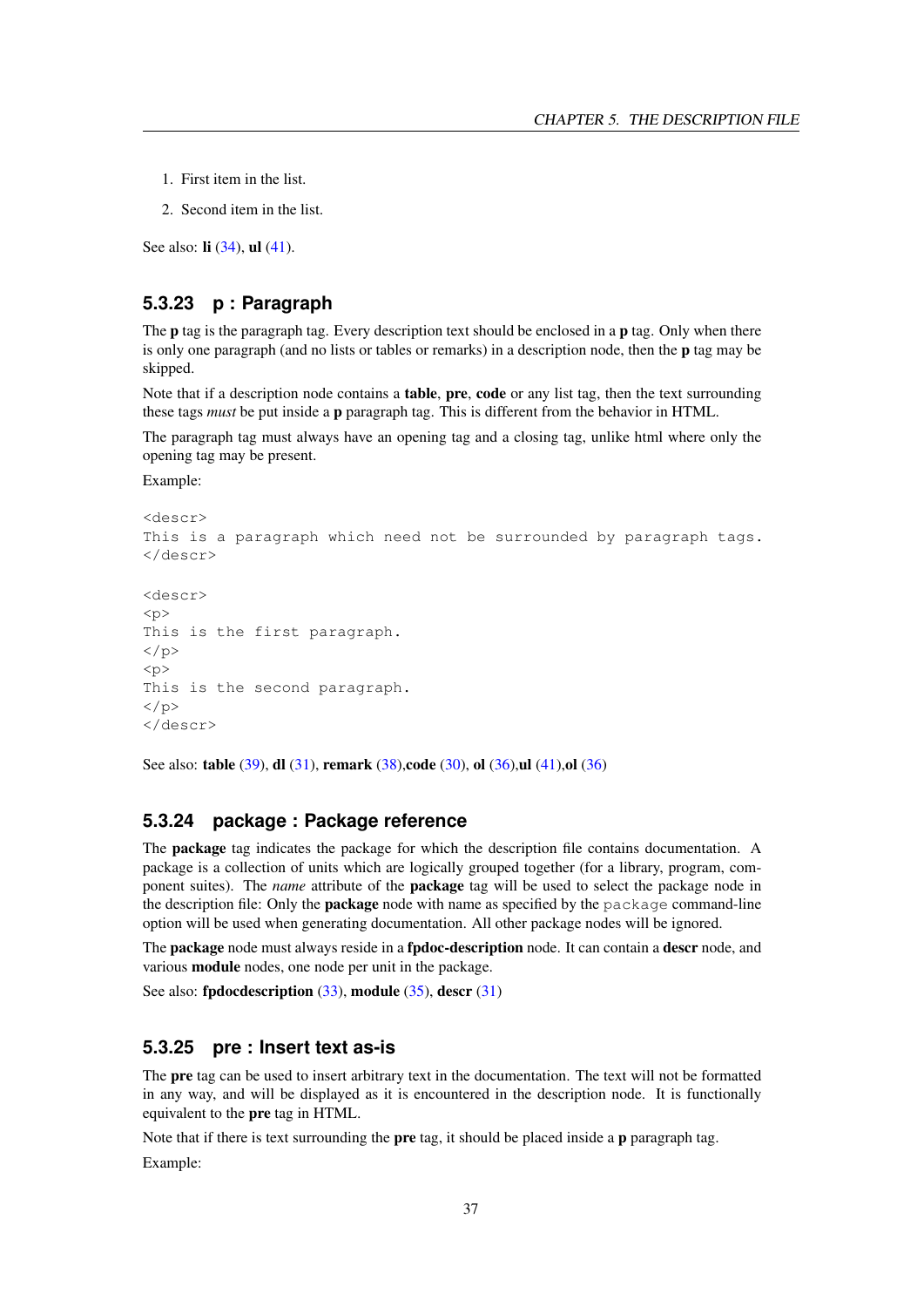1. First item in the list.
2. Second item in the list.

See also: **li** (34), **ul** (41).

### 5.3.23 p : Paragraph

The **p** tag is the paragraph tag. Every description text should be enclosed in a **p** tag. Only when there is only one paragraph (and no lists or tables or remarks) in a description node, then the **p** tag may be skipped.

Note that if a description node contains a **table**, **pre**, **code** or any list tag, then the text surrounding these tags *must* be put inside a **p** paragraph tag. This is different from the behavior in HTML.

The paragraph tag must always have an opening tag and a closing tag, unlike html where only the opening tag may be present.

Example:

```
<descr>
This is a paragraph which need not be surrounded by paragraph tags.
</descr>

<descr>
<p>
This is the first paragraph.
</p>
<p>
This is the second paragraph.
</p>
</descr>
```

See also: **table** (39), **dl** (31), **remark** (38),**code** (30), **ol** (36),**ul** (41),**ol** (36)

### 5.3.24 package : Package reference

The **package** tag indicates the package for which the description file contains documentation. A package is a collection of units which are logically grouped together (for a library, program, component suites). The *name* attribute of the **package** tag will be used to select the package node in the description file: Only the **package** node with name as specified by the `package` command-line option will be used when generating documentation. All other package nodes will be ignored.

The **package** node must always reside in a **fpdoc-description** node. It can contain a **descr** node, and various **module** nodes, one node per unit in the package.

See also: **fpdocdescription** (33), **module** (35), **descr** (31)

### 5.3.25 pre : Insert text as-is

The **pre** tag can be used to insert arbitrary text in the documentation. The text will not be formatted in any way, and will be displayed as it is encountered in the description node. It is functionally equivalent to the **pre** tag in HTML.

Note that if there is text surrounding the **pre** tag, it should be placed inside a **p** paragraph tag.

Example: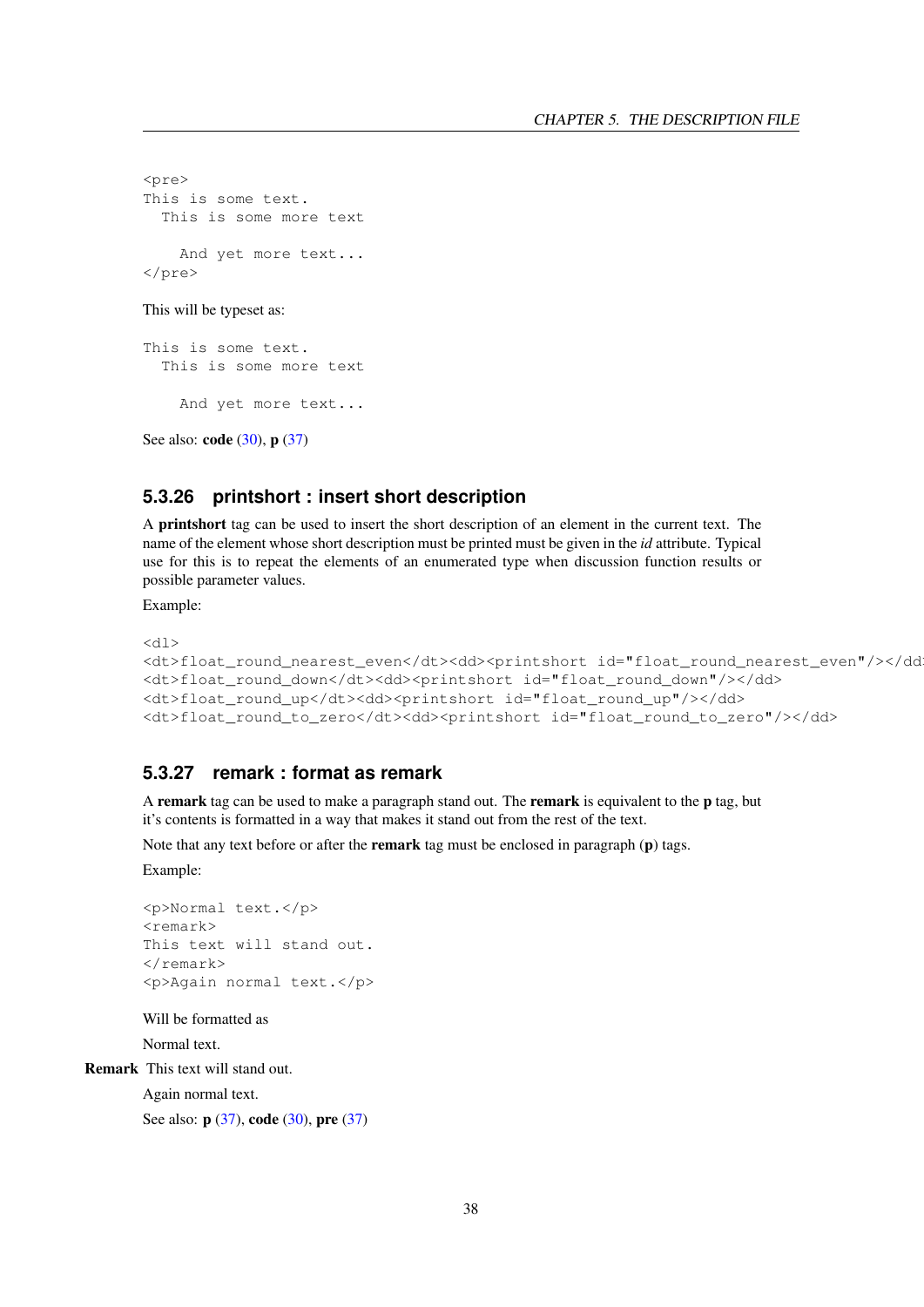```
<pre>
This is some text.
  This is some more text

    And yet more text...
</pre>
```

This will be typeset as:

```
This is some text.
  This is some more text

    And yet more text...
```

See also: **code** (30), **p** (37)

### 5.3.26 printshort : insert short description

A **printshort** tag can be used to insert the short description of an element in the current text. The name of the element whose short description must be printed must be given in the *id* attribute. Typical use for this is to repeat the elements of an enumerated type when discussion function results or possible parameter values.

Example:

```
<dl>
<dt>float_round_nearest_even</dt><dd><printshort id="float_round_nearest_even"/></dd>
<dt>float_round_down</dt><dd><printshort id="float_round_down"/></dd>
<dt>float_round_up</dt><dd><printshort id="float_round_up"/></dd>
<dt>float_round_to_zero</dt><dd><printshort id="float_round_to_zero"/></dd>
```

### 5.3.27 remark : format as remark

A **remark** tag can be used to make a paragraph stand out. The **remark** is equivalent to the **p** tag, but it's contents is formatted in a way that makes it stand out from the rest of the text.

Note that any text before or after the **remark** tag must be enclosed in paragraph (**p**) tags.

Example:

```
<p>Normal text.</p>
<remark>
This text will stand out.
</remark>
<p>Again normal text.</p>
```

Will be formatted as

Normal text.

**Remark** This text will stand out.

Again normal text.

See also: **p** (37), **code** (30), **pre** (37)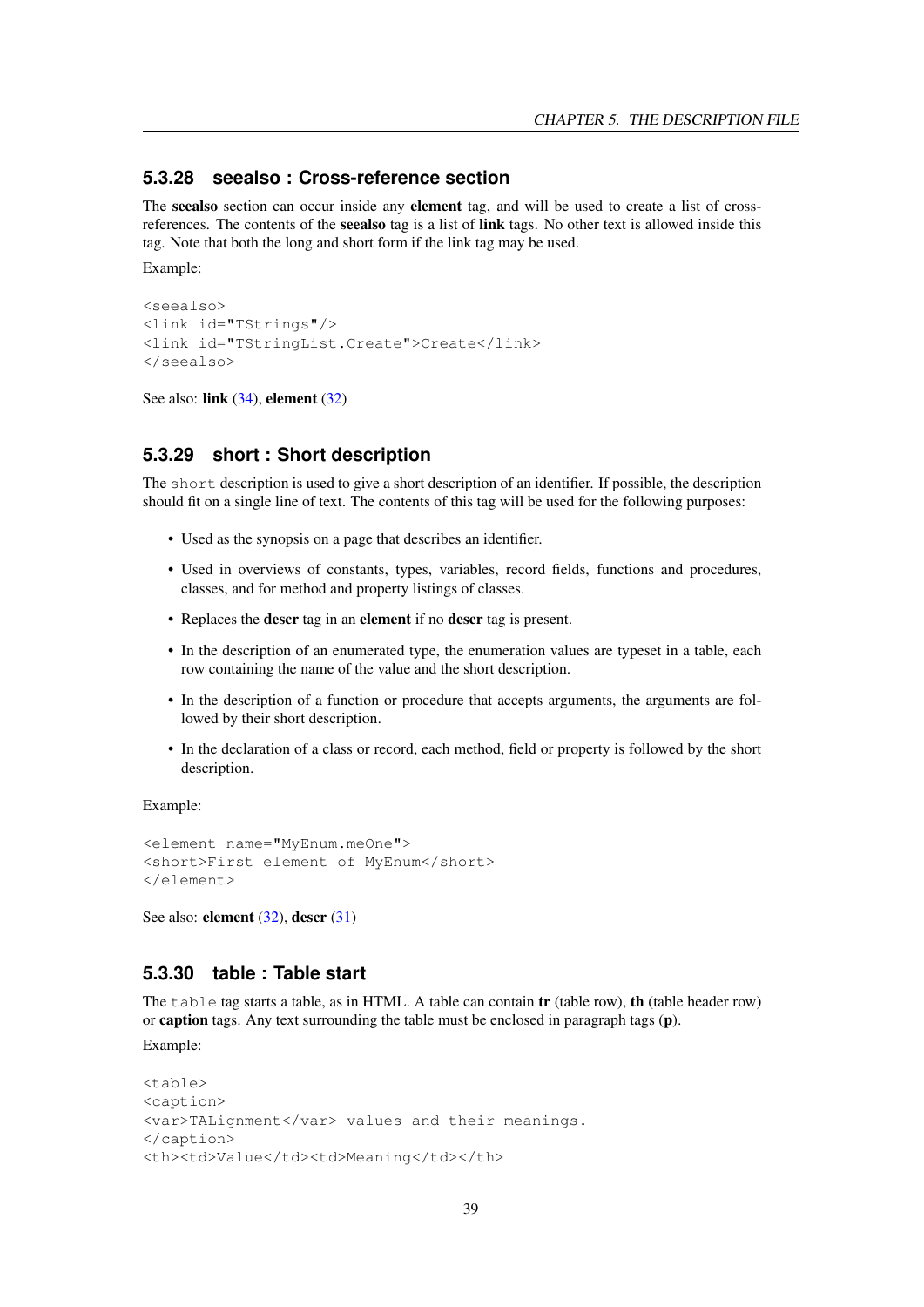### 5.3.28 seealso : Cross-reference section

The **seealso** section can occur inside any **element** tag, and will be used to create a list of cross-references. The contents of the **seealso** tag is a list of **link** tags. No other text is allowed inside this tag. Note that both the long and short form if the link tag may be used.

Example:

```
<seealso>
<link id="TStrings"/>
<link id="TStringList.Create">Create</link>
</seealso>
```

See also: **link** (34), **element** (32)

### 5.3.29 short : Short description

The `short` description is used to give a short description of an identifier. If possible, the description should fit on a single line of text. The contents of this tag will be used for the following purposes:

- Used as the synopsis on a page that describes an identifier.
- Used in overviews of constants, types, variables, record fields, functions and procedures, classes, and for method and property listings of classes.
- Replaces the **descr** tag in an **element** if no **descr** tag is present.
- In the description of an enumerated type, the enumeration values are typeset in a table, each row containing the name of the value and the short description.
- In the description of a function or procedure that accepts arguments, the arguments are followed by their short description.
- In the declaration of a class or record, each method, field or property is followed by the short description.

Example:

```
<element name="MyEnum.meOne">
<short>First element of MyEnum</short>
</element>
```

See also: **element** (32), **descr** (31)

### 5.3.30 table : Table start

The `table` tag starts a table, as in HTML. A table can contain **tr** (table row), **th** (table header row) or **caption** tags. Any text surrounding the table must be enclosed in paragraph tags (**p**).

Example:

```
<table>
<caption>
<var>TALignment</var> values and their meanings.
</caption>
<th><td>Value</td><td>Meaning</td></th>
```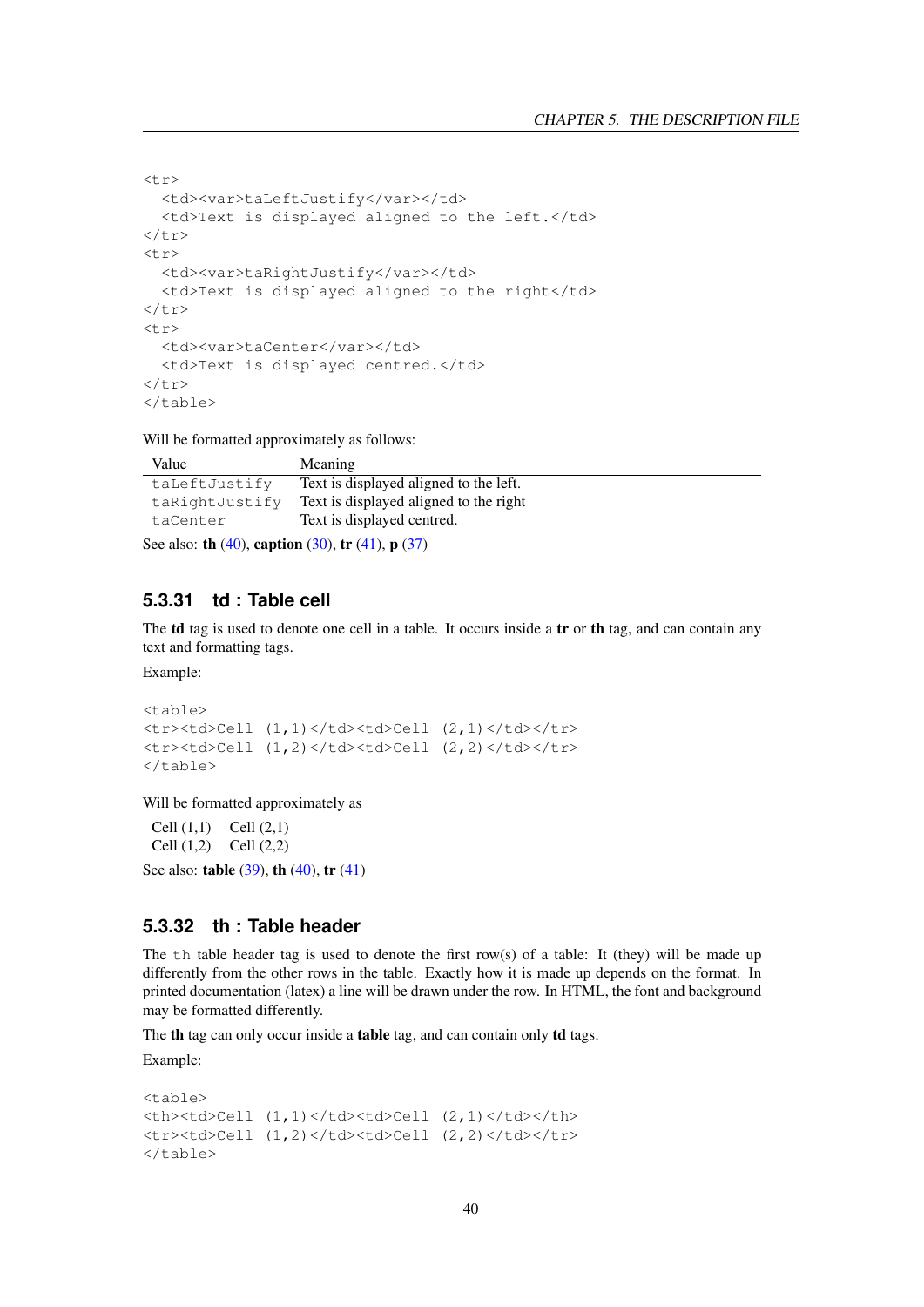```
<tr>
  <td><var>taLeftJustify</var></td>
  <td>Text is displayed aligned to the left.</td>
</tr>
<tr>
  <td><var>taRightJustify</var></td>
  <td>Text is displayed aligned to the right</td>
</tr>
<tr>
  <td><var>taCenter</var></td>
  <td>Text is displayed centred.</td>
</tr>
</table>
```

Will be formatted approximately as follows:

| Value | Meaning |
|---|---|
| `taLeftJustify` | Text is displayed aligned to the left. |
| `taRightJustify` | Text is displayed aligned to the right |
| `taCenter` | Text is displayed centred. |

See also: **th** (40), **caption** (30), **tr** (41), **p** (37)

### 5.3.31 td : Table cell

The **td** tag is used to denote one cell in a table. It occurs inside a **tr** or **th** tag, and can contain any text and formatting tags.

Example:

```
<table>
<tr><td>Cell (1,1)</td><td>Cell (2,1)</td></tr>
<tr><td>Cell (1,2)</td><td>Cell (2,2)</td></tr>
</table>
```

Will be formatted approximately as

| | |
|---|---|
| Cell (1,1) | Cell (2,1) |
| Cell (1,2) | Cell (2,2) |

See also: **table** (39), **th** (40), **tr** (41)

### 5.3.32 th : Table header

The `th` table header tag is used to denote the first row(s) of a table: It (they) will be made up differently from the other rows in the table. Exactly how it is made up depends on the format. In printed documentation (latex) a line will be drawn under the row. In HTML, the font and background may be formatted differently.

The **th** tag can only occur inside a **table** tag, and can contain only **td** tags.

Example:

```
<table>
<th><td>Cell (1,1)</td><td>Cell (2,1)</td></th>
<tr><td>Cell (1,2)</td><td>Cell (2,2)</td></tr>
</table>
```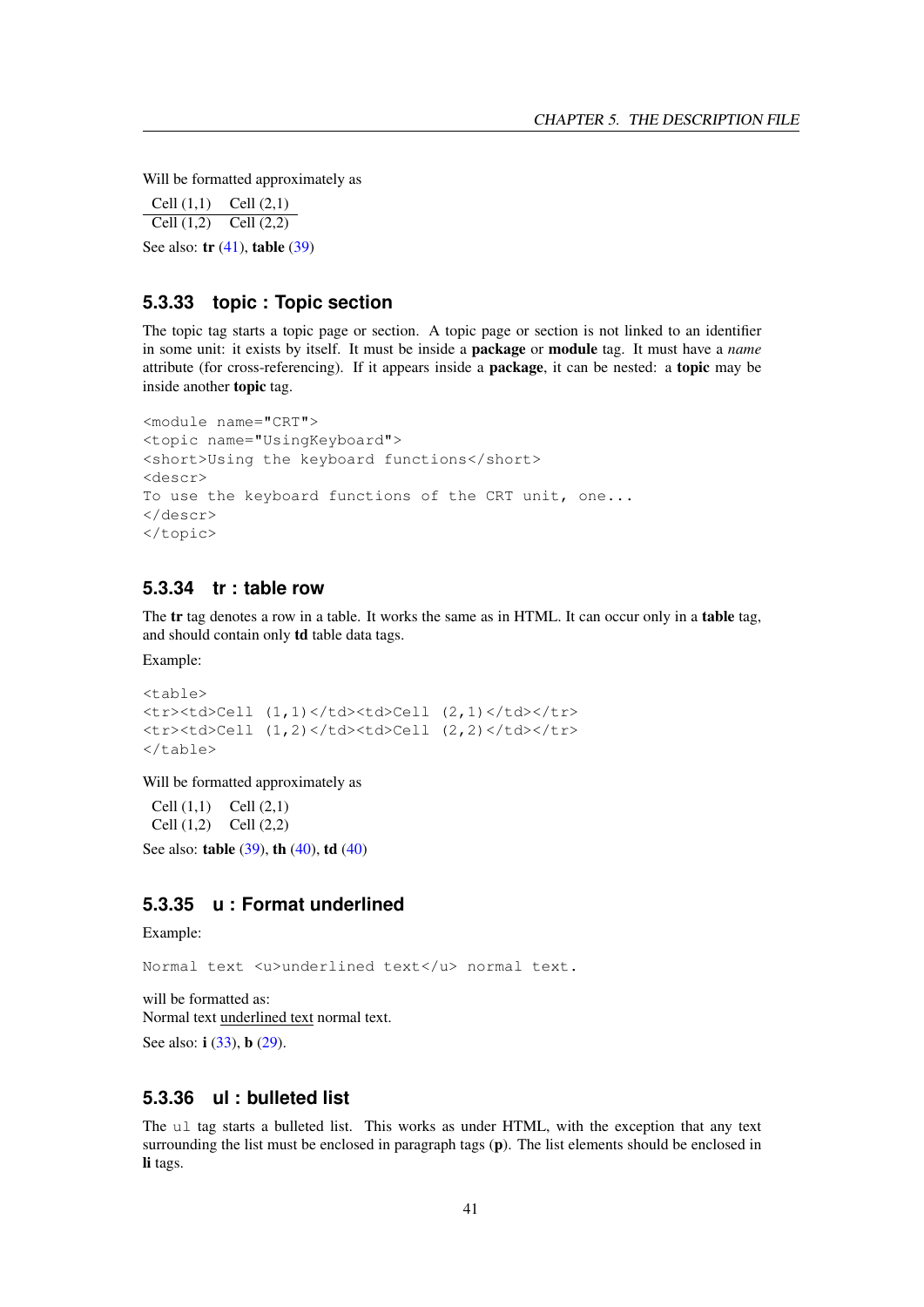Will be formatted approximately as

| Cell (1,1) | Cell (2,1) |
| --- | --- |
| Cell (1,2) | Cell (2,2) |

See also: **tr** (41), **table** (39)

### 5.3.33 topic : Topic section

The topic tag starts a topic page or section. A topic page or section is not linked to an identifier in some unit: it exists by itself. It must be inside a **package** or **module** tag. It must have a *name* attribute (for cross-referencing). If it appears inside a **package**, it can be nested: a **topic** may be inside another **topic** tag.

```
<module name="CRT">
<topic name="UsingKeyboard">
<short>Using the keyboard functions</short>
<descr>
To use the keyboard functions of the CRT unit, one...
</descr>
</topic>
```

### 5.3.34 tr : table row

The **tr** tag denotes a row in a table. It works the same as in HTML. It can occur only in a **table** tag, and should contain only **td** table data tags.

Example:

```
<table>
<tr><td>Cell (1,1)</td><td>Cell (2,1)</td></tr>
<tr><td>Cell (1,2)</td><td>Cell (2,2)</td></tr>
</table>
```

Will be formatted approximately as

| Cell (1,1) | Cell (2,1) |
| --- | --- |
| Cell (1,2) | Cell (2,2) |

See also: **table** (39), **th** (40), **td** (40)

### 5.3.35 u : Format underlined

Example:

```
Normal text <u>underlined text</u> normal text.
```

will be formatted as:
Normal text <u>underlined text</u> normal text.

See also: **i** (33), **b** (29).

### 5.3.36 ul : bulleted list

The `ul` tag starts a bulleted list. This works as under HTML, with the exception that any text surrounding the list must be enclosed in paragraph tags (**p**). The list elements should be enclosed in **li** tags.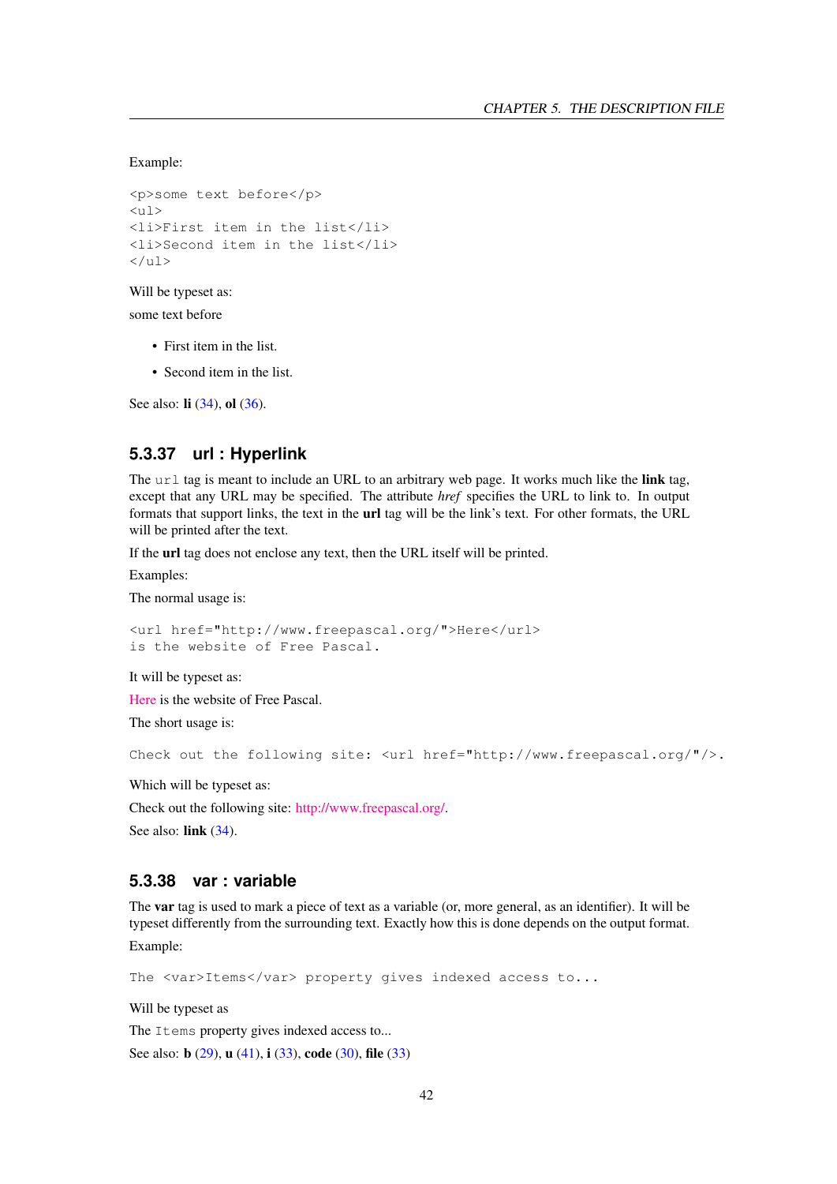Example:

```
<p>some text before</p>
<ul>
<li>First item in the list</li>
<li>Second item in the list</li>
</ul>
```

Will be typeset as:

some text before

- First item in the list.
- Second item in the list.

See also: **li** (34), **ol** (36).

### 5.3.37 url : Hyperlink

The `url` tag is meant to include an URL to an arbitrary web page. It works much like the **link** tag, except that any URL may be specified. The attribute *href* specifies the URL to link to. In output formats that support links, the text in the **url** tag will be the link's text. For other formats, the URL will be printed after the text.

If the **url** tag does not enclose any text, then the URL itself will be printed.

Examples:

The normal usage is:

```
<url href="http://www.freepascal.org/">Here</url>
is the website of Free Pascal.
```

It will be typeset as:

Here is the website of Free Pascal.

The short usage is:

```
Check out the following site: <url href="http://www.freepascal.org/"/>.
```

Which will be typeset as:

Check out the following site: http://www.freepascal.org/.

See also: **link** (34).

### 5.3.38 var : variable

The **var** tag is used to mark a piece of text as a variable (or, more general, as an identifier). It will be typeset differently from the surrounding text. Exactly how this is done depends on the output format.

Example:

```
The <var>Items</var> property gives indexed access to...
```

Will be typeset as

The `Items` property gives indexed access to...

See also: **b** (29), **u** (41), **i** (33), **code** (30), **file** (33)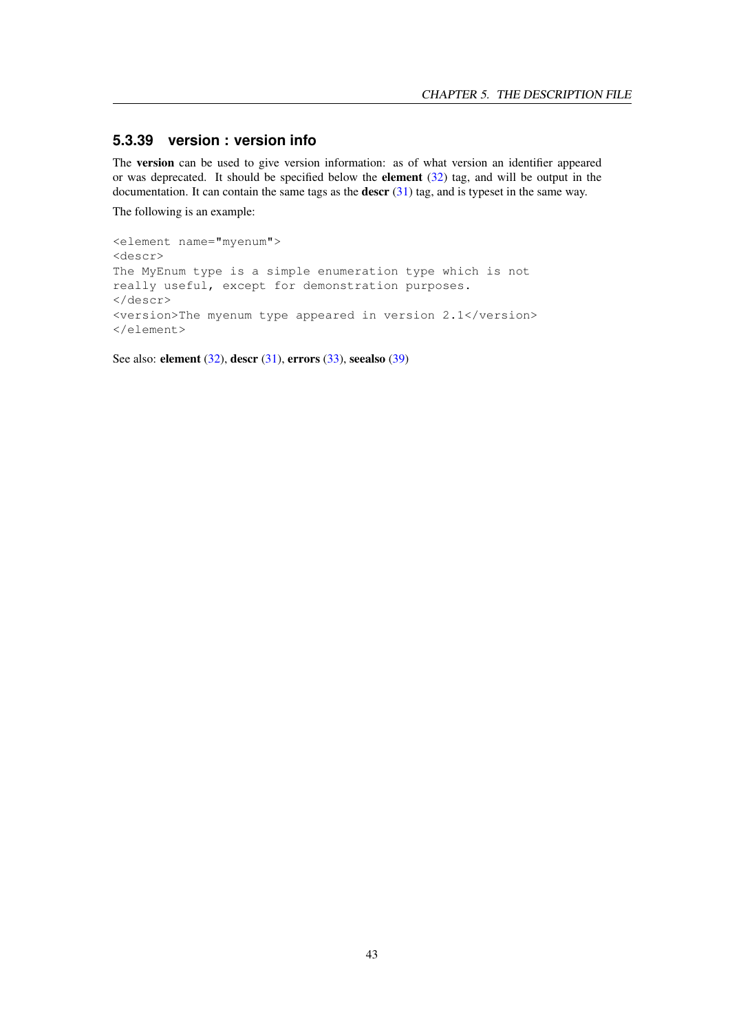### 5.3.39 version : version info

The **version** can be used to give version information: as of what version an identifier appeared or was deprecated. It should be specified below the **element** (32) tag, and will be output in the documentation. It can contain the same tags as the **descr** (31) tag, and is typeset in the same way.

The following is an example:

```
<element name="myenum">
<descr>
The MyEnum type is a simple enumeration type which is not
really useful, except for demonstration purposes.
</descr>
<version>The myenum type appeared in version 2.1</version>
</element>
```

See also: **element** (32), **descr** (31), **errors** (33), **seealso** (39)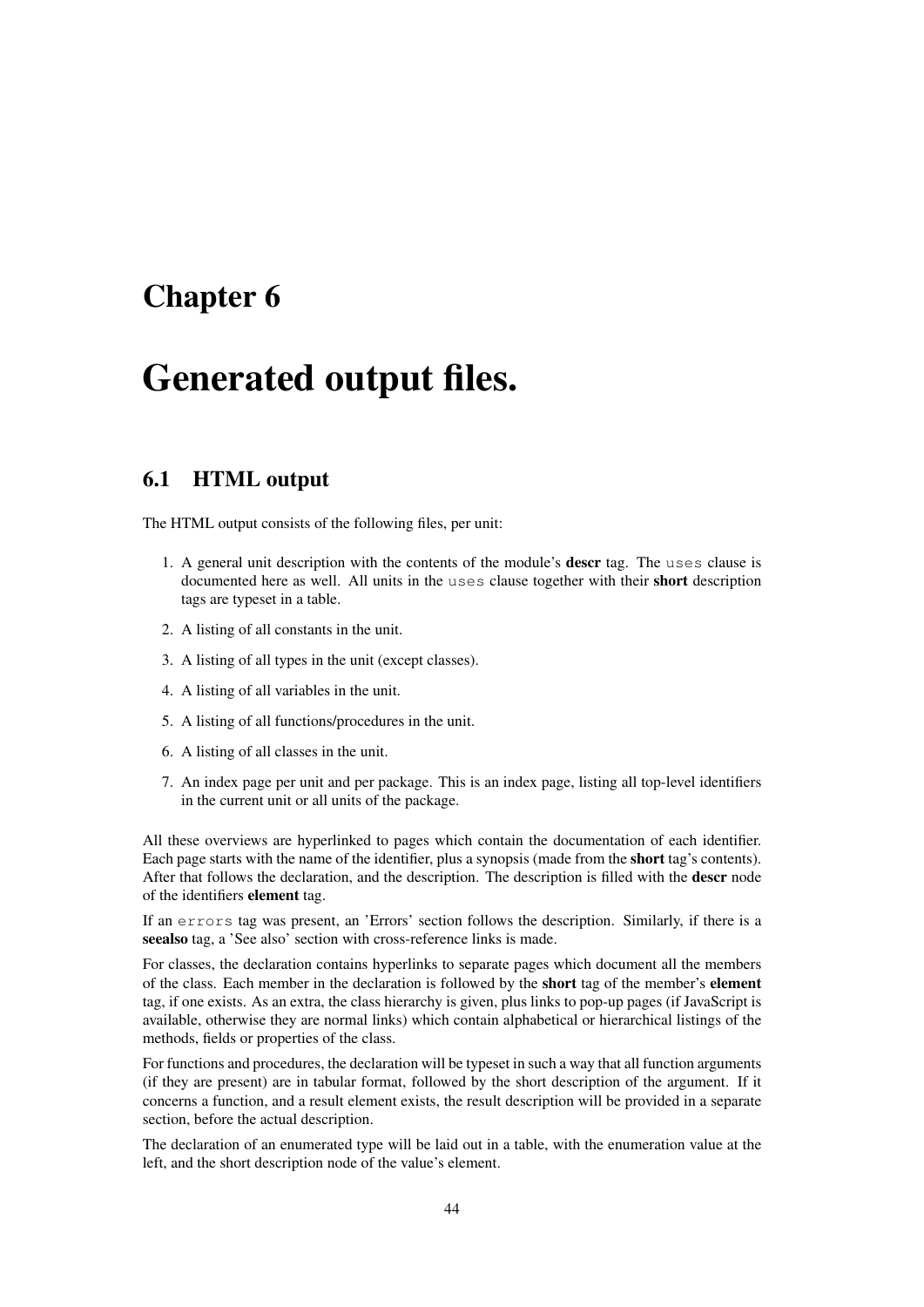# Chapter 6

# Generated output files.

## 6.1 HTML output

The HTML output consists of the following files, per unit:

1. A general unit description with the contents of the module's **descr** tag. The `uses` clause is documented here as well. All units in the `uses` clause together with their **short** description tags are typeset in a table.
2. A listing of all constants in the unit.
3. A listing of all types in the unit (except classes).
4. A listing of all variables in the unit.
5. A listing of all functions/procedures in the unit.
6. A listing of all classes in the unit.
7. An index page per unit and per package. This is an index page, listing all top-level identifiers in the current unit or all units of the package.

All these overviews are hyperlinked to pages which contain the documentation of each identifier. Each page starts with the name of the identifier, plus a synopsis (made from the **short** tag's contents). After that follows the declaration, and the description. The description is filled with the **descr** node of the identifiers **element** tag.

If an `errors` tag was present, an 'Errors' section follows the description. Similarly, if there is a **seealso** tag, a 'See also' section with cross-reference links is made.

For classes, the declaration contains hyperlinks to separate pages which document all the members of the class. Each member in the declaration is followed by the **short** tag of the member's **element** tag, if one exists. As an extra, the class hierarchy is given, plus links to pop-up pages (if JavaScript is available, otherwise they are normal links) which contain alphabetical or hierarchical listings of the methods, fields or properties of the class.

For functions and procedures, the declaration will be typeset in such a way that all function arguments (if they are present) are in tabular format, followed by the short description of the argument. If it concerns a function, and a result element exists, the result description will be provided in a separate section, before the actual description.

The declaration of an enumerated type will be laid out in a table, with the enumeration value at the left, and the short description node of the value's element.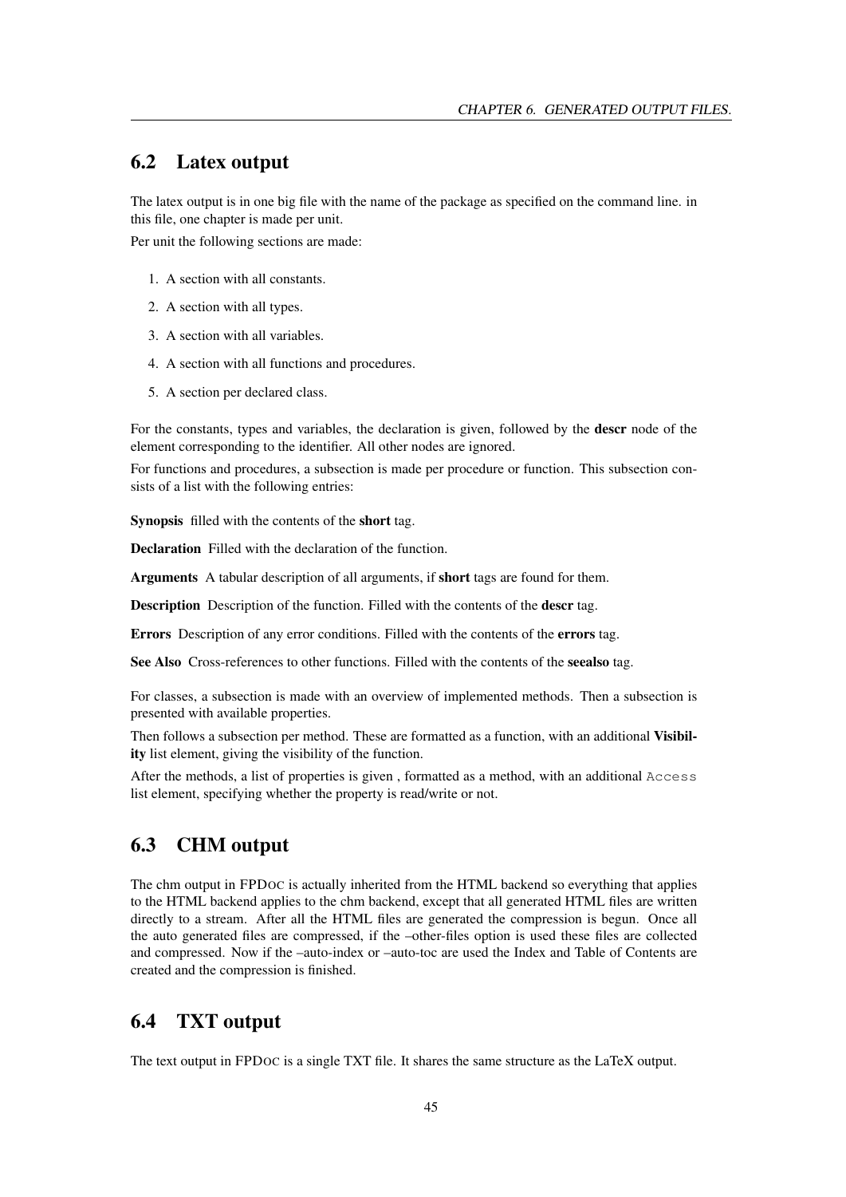## 6.2 Latex output

The latex output is in one big file with the name of the package as specified on the command line. in this file, one chapter is made per unit.

Per unit the following sections are made:

1. A section with all constants.
2. A section with all types.
3. A section with all variables.
4. A section with all functions and procedures.
5. A section per declared class.

For the constants, types and variables, the declaration is given, followed by the **descr** node of the element corresponding to the identifier. All other nodes are ignored.

For functions and procedures, a subsection is made per procedure or function. This subsection consists of a list with the following entries:

**Synopsis** filled with the contents of the **short** tag.

**Declaration** Filled with the declaration of the function.

**Arguments** A tabular description of all arguments, if **short** tags are found for them.

**Description** Description of the function. Filled with the contents of the **descr** tag.

**Errors** Description of any error conditions. Filled with the contents of the **errors** tag.

**See Also** Cross-references to other functions. Filled with the contents of the **seealso** tag.

For classes, a subsection is made with an overview of implemented methods. Then a subsection is presented with available properties.

Then follows a subsection per method. These are formatted as a function, with an additional **Visibility** list element, giving the visibility of the function.

After the methods, a list of properties is given , formatted as a method, with an additional `Access` list element, specifying whether the property is read/write or not.

## 6.3 CHM output

The chm output in FPDOC is actually inherited from the HTML backend so everything that applies to the HTML backend applies to the chm backend, except that all generated HTML files are written directly to a stream. After all the HTML files are generated the compression is begun. Once all the auto generated files are compressed, if the –other-files option is used these files are collected and compressed. Now if the –auto-index or –auto-toc are used the Index and Table of Contents are created and the compression is finished.

## 6.4 TXT output

The text output in FPDOC is a single TXT file. It shares the same structure as the LaTeX output.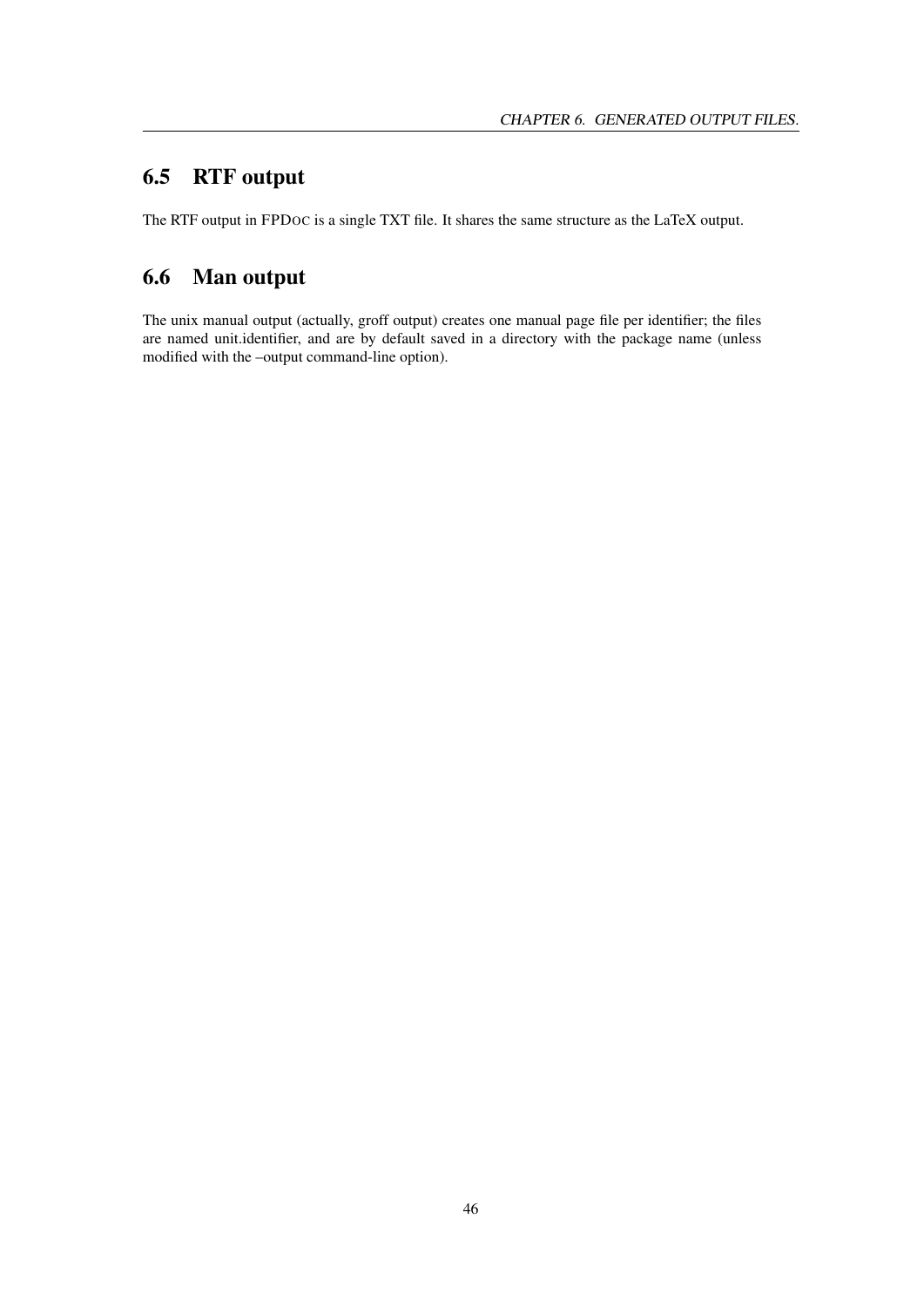## 6.5 RTF output

The RTF output in FPDOC is a single TXT file. It shares the same structure as the LaTeX output.

## 6.6 Man output

The unix manual output (actually, groff output) creates one manual page file per identifier; the files are named unit.identifier, and are by default saved in a directory with the package name (unless modified with the –output command-line option).